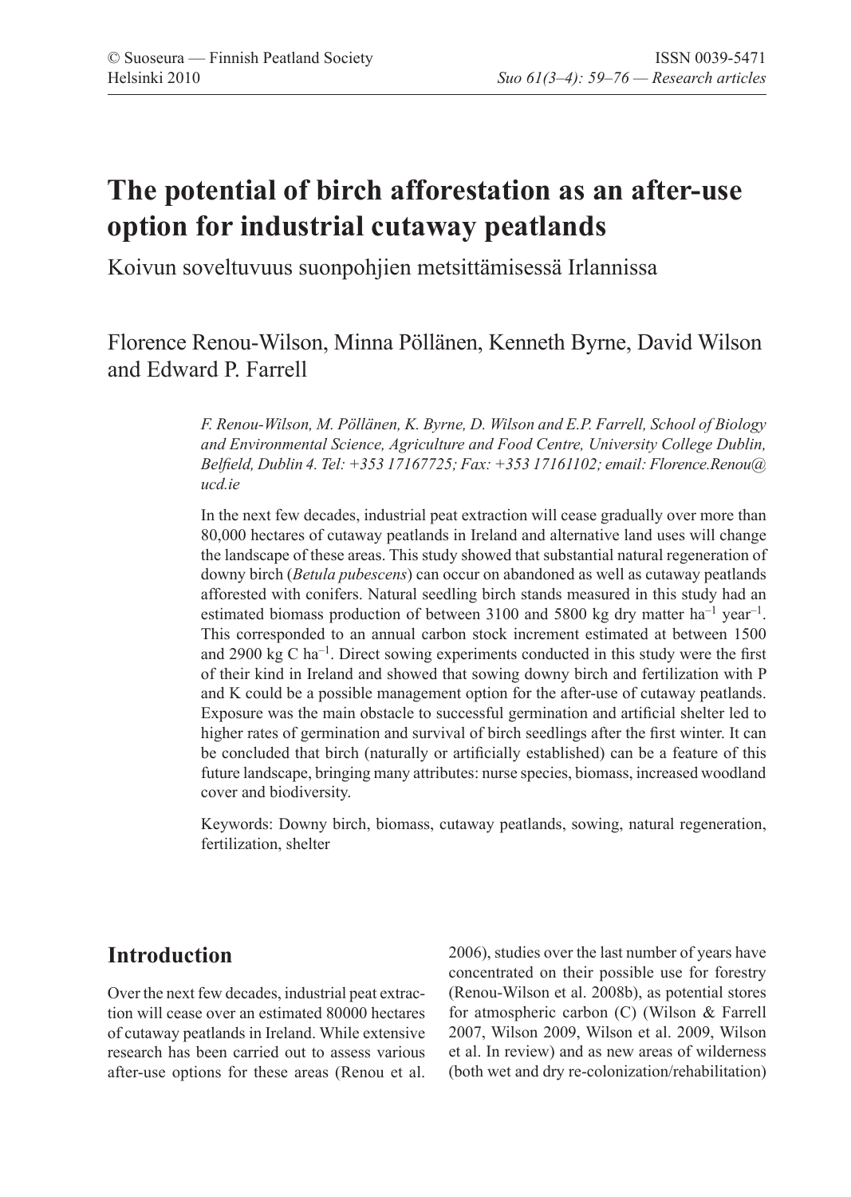# The potential of birch afforestation as an after-use option for industrial cutaway peatlands

Koivun soveltuvuus suonpohjien metsittämisessä Irlannissa

Florence Renou-Wilson, Minna Pöllänen, Kenneth Byrne, David Wilson and Edward P. Farrell

*F. Renou-Wilson, M. Pöllänen, K. Byrne, D. Wilson and E.P. Farrell, School of Biology and Environmental Science, Agriculture and Food Centre, University College Dublin, Belfield, Dublin 4. Tel: +353 17167725; Fax: +353 17161102; email: Florence.Renou@ucd.ie*

In the next few decades, industrial peat extraction will cease gradually over more than 80,000 hectares of cutaway peatlands in Ireland and alternative land uses will change the landscape of these areas. This study showed that substantial natural regeneration of downy birch (*Betula pubescens*) can occur on abandoned as well as cutaway peatlands afforested with conifers. Natural seedling birch stands measured in this study had an estimated biomass production of between 3100 and 5800 kg dry matter ha$^{-1}$ year$^{-1}$. This corresponded to an annual carbon stock increment estimated at between 1500 and 2900 kg C ha$^{-1}$. Direct sowing experiments conducted in this study were the first of their kind in Ireland and showed that sowing downy birch and fertilization with P and K could be a possible management option for the after-use of cutaway peatlands. Exposure was the main obstacle to successful germination and artificial shelter led to higher rates of germination and survival of birch seedlings after the first winter. It can be concluded that birch (naturally or artificially established) can be a feature of this future landscape, bringing many attributes: nurse species, biomass, increased woodland cover and biodiversity.

Keywords: Downy birch, biomass, cutaway peatlands, sowing, natural regeneration, fertilization, shelter

## Introduction

Over the next few decades, industrial peat extraction will cease over an estimated 80000 hectares of cutaway peatlands in Ireland. While extensive research has been carried out to assess various after-use options for these areas (Renou et al. 2006), studies over the last number of years have concentrated on their possible use for forestry (Renou-Wilson et al. 2008b), as potential stores for atmospheric carbon (C) (Wilson & Farrell 2007, Wilson 2009, Wilson et al. 2009, Wilson et al. In review) and as new areas of wilderness (both wet and dry re-colonization/rehabilitation)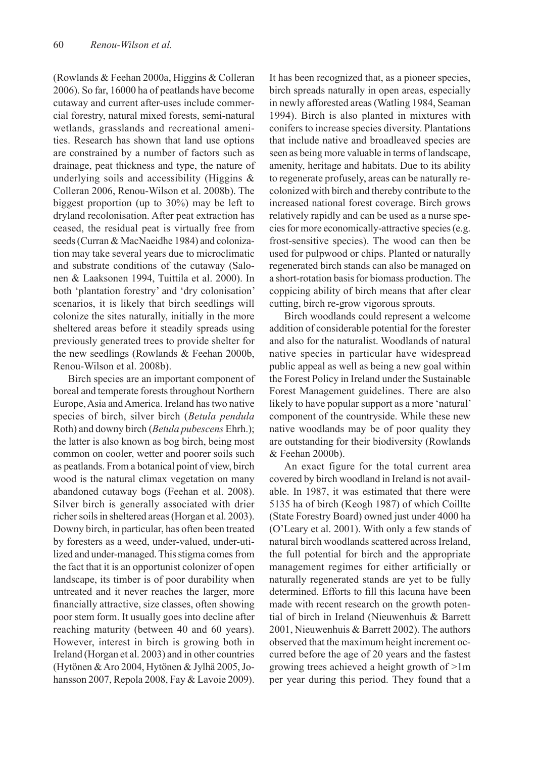(Rowlands & Feehan 2000a, Higgins & Colleran 2006). So far, 16000 ha of peatlands have become cutaway and current after-uses include commercial forestry, natural mixed forests, semi-natural wetlands, grasslands and recreational amenities. Research has shown that land use options are constrained by a number of factors such as drainage, peat thickness and type, the nature of underlying soils and accessibility (Higgins & Colleran 2006, Renou-Wilson et al. 2008b). The biggest proportion (up to 30%) may be left to dryland recolonisation. After peat extraction has ceased, the residual peat is virtually free from seeds (Curran & MacNaeidhe 1984) and colonization may take several years due to microclimatic and substrate conditions of the cutaway (Salonen & Laaksonen 1994, Tuittila et al. 2000). In both 'plantation forestry' and 'dry colonisation' scenarios, it is likely that birch seedlings will colonize the sites naturally, initially in the more sheltered areas before it steadily spreads using previously generated trees to provide shelter for the new seedlings (Rowlands & Feehan 2000b, Renou-Wilson et al. 2008b).

Birch species are an important component of boreal and temperate forests throughout Northern Europe, Asia and America. Ireland has two native species of birch, silver birch (*Betula pendula* Roth) and downy birch (*Betula pubescens* Ehrh.); the latter is also known as bog birch, being most common on cooler, wetter and poorer soils such as peatlands. From a botanical point of view, birch wood is the natural climax vegetation on many abandoned cutaway bogs (Feehan et al. 2008). Silver birch is generally associated with drier richer soils in sheltered areas (Horgan et al. 2003). Downy birch, in particular, has often been treated by foresters as a weed, under-valued, under-utilized and under-managed. This stigma comes from the fact that it is an opportunist colonizer of open landscape, its timber is of poor durability when untreated and it never reaches the larger, more financially attractive, size classes, often showing poor stem form. It usually goes into decline after reaching maturity (between 40 and 60 years). However, interest in birch is growing both in Ireland (Horgan et al. 2003) and in other countries (Hytönen & Aro 2004, Hytönen & Jylhä 2005, Johansson 2007, Repola 2008, Fay & Lavoie 2009). It has been recognized that, as a pioneer species, birch spreads naturally in open areas, especially in newly afforested areas (Watling 1984, Seaman 1994). Birch is also planted in mixtures with conifers to increase species diversity. Plantations that include native and broadleaved species are seen as being more valuable in terms of landscape, amenity, heritage and habitats. Due to its ability to regenerate profusely, areas can be naturally re-colonized with birch and thereby contribute to the increased national forest coverage. Birch grows relatively rapidly and can be used as a nurse species for more economically-attractive species (e.g. frost-sensitive species). The wood can then be used for pulpwood or chips. Planted or naturally regenerated birch stands can also be managed on a short-rotation basis for biomass production. The coppicing ability of birch means that after clear cutting, birch re-grow vigorous sprouts.

Birch woodlands could represent a welcome addition of considerable potential for the forester and also for the naturalist. Woodlands of natural native species in particular have widespread public appeal as well as being a new goal within the Forest Policy in Ireland under the Sustainable Forest Management guidelines. There are also likely to have popular support as a more 'natural' component of the countryside. While these new native woodlands may be of poor quality they are outstanding for their biodiversity (Rowlands & Feehan 2000b).

An exact figure for the total current area covered by birch woodland in Ireland is not available. In 1987, it was estimated that there were 5135 ha of birch (Keogh 1987) of which Coillte (State Forestry Board) owned just under 4000 ha (O'Leary et al. 2001). With only a few stands of natural birch woodlands scattered across Ireland, the full potential for birch and the appropriate management regimes for either artificially or naturally regenerated stands are yet to be fully determined. Efforts to fill this lacuna have been made with recent research on the growth potential of birch in Ireland (Nieuwenhuis & Barrett 2001, Nieuwenhuis & Barrett 2002). The authors observed that the maximum height increment occurred before the age of 20 years and the fastest growing trees achieved a height growth of >1m per year during this period. They found that a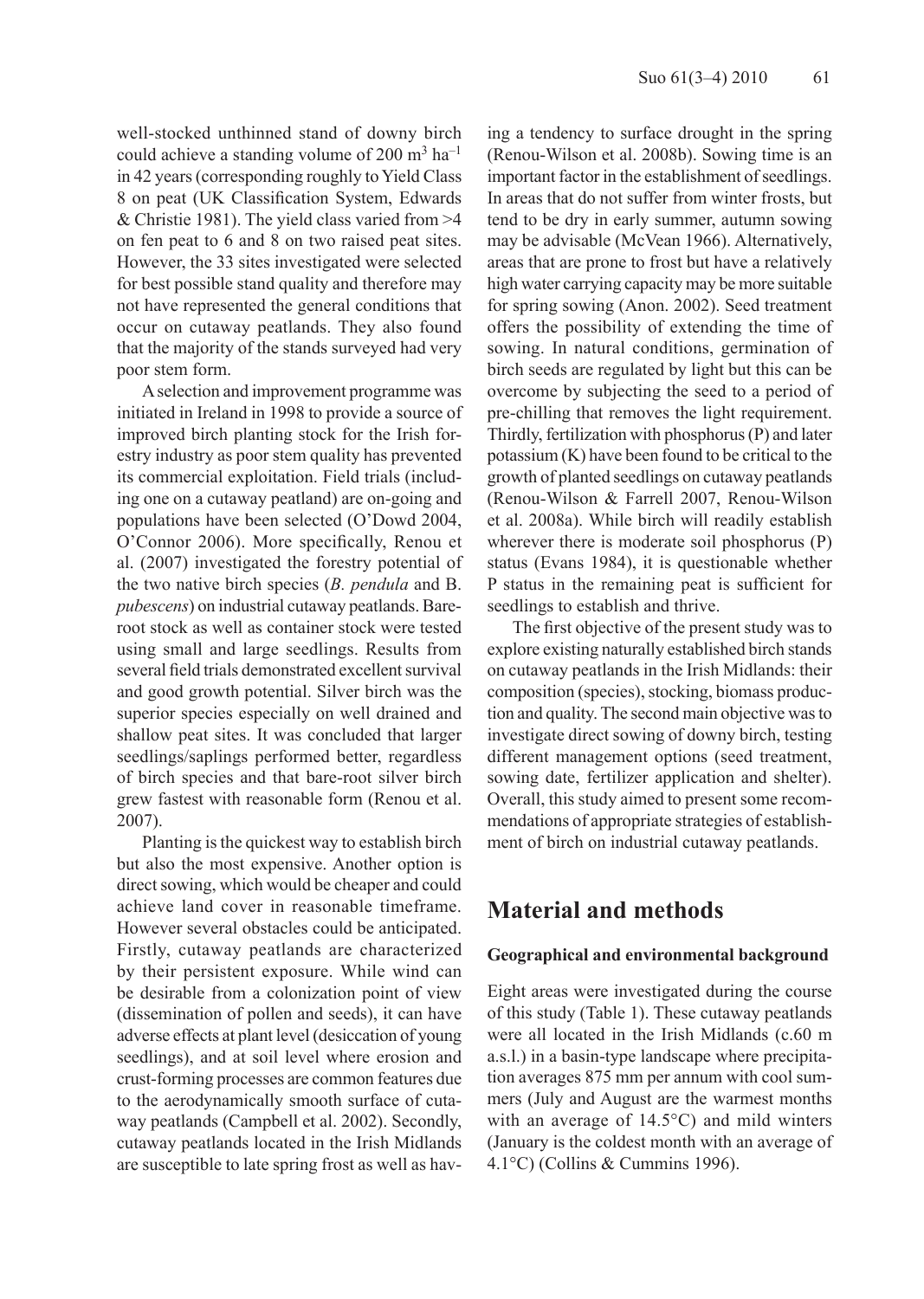well-stocked unthinned stand of downy birch could achieve a standing volume of 200 $m^3$ $ha^{-1}$ in 42 years (corresponding roughly to Yield Class 8 on peat (UK Classification System, Edwards & Christie 1981). The yield class varied from >4 on fen peat to 6 and 8 on two raised peat sites. However, the 33 sites investigated were selected for best possible stand quality and therefore may not have represented the general conditions that occur on cutaway peatlands. They also found that the majority of the stands surveyed had very poor stem form.

A selection and improvement programme was initiated in Ireland in 1998 to provide a source of improved birch planting stock for the Irish forestry industry as poor stem quality has prevented its commercial exploitation. Field trials (including one on a cutaway peatland) are on-going and populations have been selected (O'Dowd 2004, O'Connor 2006). More specifically, Renou et al. (2007) investigated the forestry potential of the two native birch species (*B. pendula* and B. *pubescens*) on industrial cutaway peatlands. Bare-root stock as well as container stock were tested using small and large seedlings. Results from several field trials demonstrated excellent survival and good growth potential. Silver birch was the superior species especially on well drained and shallow peat sites. It was concluded that larger seedlings/saplings performed better, regardless of birch species and that bare-root silver birch grew fastest with reasonable form (Renou et al. 2007).

Planting is the quickest way to establish birch but also the most expensive. Another option is direct sowing, which would be cheaper and could achieve land cover in reasonable timeframe. However several obstacles could be anticipated. Firstly, cutaway peatlands are characterized by their persistent exposure. While wind can be desirable from a colonization point of view (dissemination of pollen and seeds), it can have adverse effects at plant level (desiccation of young seedlings), and at soil level where erosion and crust-forming processes are common features due to the aerodynamically smooth surface of cutaway peatlands (Campbell et al. 2002). Secondly, cutaway peatlands located in the Irish Midlands are susceptible to late spring frost as well as having a tendency to surface drought in the spring (Renou-Wilson et al. 2008b). Sowing time is an important factor in the establishment of seedlings. In areas that do not suffer from winter frosts, but tend to be dry in early summer, autumn sowing may be advisable (McVean 1966). Alternatively, areas that are prone to frost but have a relatively high water carrying capacity may be more suitable for spring sowing (Anon. 2002). Seed treatment offers the possibility of extending the time of sowing. In natural conditions, germination of birch seeds are regulated by light but this can be overcome by subjecting the seed to a period of pre-chilling that removes the light requirement. Thirdly, fertilization with phosphorus (P) and later potassium (K) have been found to be critical to the growth of planted seedlings on cutaway peatlands (Renou-Wilson & Farrell 2007, Renou-Wilson et al. 2008a). While birch will readily establish wherever there is moderate soil phosphorus (P) status (Evans 1984), it is questionable whether P status in the remaining peat is sufficient for seedlings to establish and thrive.

The first objective of the present study was to explore existing naturally established birch stands on cutaway peatlands in the Irish Midlands: their composition (species), stocking, biomass production and quality. The second main objective was to investigate direct sowing of downy birch, testing different management options (seed treatment, sowing date, fertilizer application and shelter). Overall, this study aimed to present some recommendations of appropriate strategies of establishment of birch on industrial cutaway peatlands.

## Material and methods

### Geographical and environmental background

Eight areas were investigated during the course of this study (Table 1). These cutaway peatlands were all located in the Irish Midlands (c.60 m a.s.l.) in a basin-type landscape where precipitation averages 875 mm per annum with cool summers (July and August are the warmest months with an average of 14.5°C) and mild winters (January is the coldest month with an average of 4.1°C) (Collins & Cummins 1996).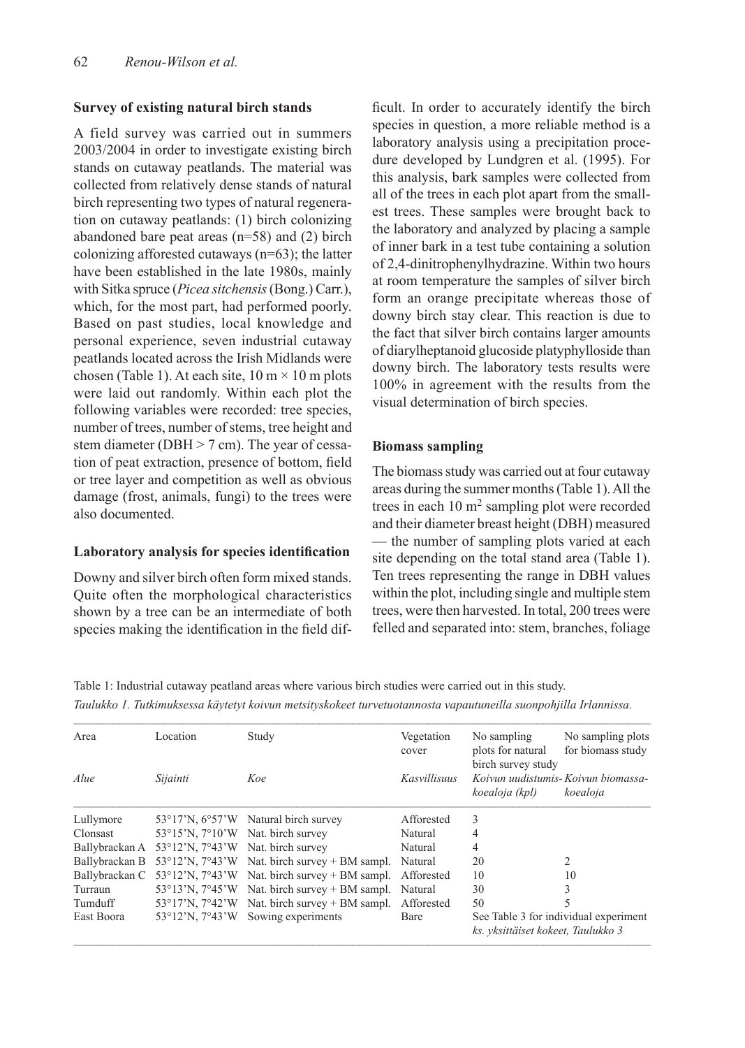### Survey of existing natural birch stands

A field survey was carried out in summers 2003/2004 in order to investigate existing birch stands on cutaway peatlands. The material was collected from relatively dense stands of natural birch representing two types of natural regeneration on cutaway peatlands: (1) birch colonizing abandoned bare peat areas (n=58) and (2) birch colonizing afforested cutaways (n=63); the latter have been established in the late 1980s, mainly with Sitka spruce (*Picea sitchensis* (Bong.) Carr.), which, for the most part, had performed poorly. Based on past studies, local knowledge and personal experience, seven industrial cutaway peatlands located across the Irish Midlands were chosen (Table 1). At each site, 10 m × 10 m plots were laid out randomly. Within each plot the following variables were recorded: tree species, number of trees, number of stems, tree height and stem diameter (DBH > 7 cm). The year of cessation of peat extraction, presence of bottom, field or tree layer and competition as well as obvious damage (frost, animals, fungi) to the trees were also documented.

### Laboratory analysis for species identification

Downy and silver birch often form mixed stands. Quite often the morphological characteristics shown by a tree can be an intermediate of both species making the identification in the field difficult. In order to accurately identify the birch species in question, a more reliable method is a laboratory analysis using a precipitation procedure developed by Lundgren et al. (1995). For this analysis, bark samples were collected from all of the trees in each plot apart from the smallest trees. These samples were brought back to the laboratory and analyzed by placing a sample of inner bark in a test tube containing a solution of 2,4-dinitrophenylhydrazine. Within two hours at room temperature the samples of silver birch form an orange precipitate whereas those of downy birch stay clear. This reaction is due to the fact that silver birch contains larger amounts of diarylheptanoid glucoside platyphylloside than downy birch. The laboratory tests results were 100% in agreement with the results from the visual determination of birch species.

### Biomass sampling

The biomass study was carried out at four cutaway areas during the summer months (Table 1). All the trees in each 10 m$^2$ sampling plot were recorded and their diameter breast height (DBH) measured — the number of sampling plots varied at each site depending on the total stand area (Table 1). Ten trees representing the range in DBH values within the plot, including single and multiple stem trees, were then harvested. In total, 200 trees were felled and separated into: stem, branches, foliage

Table 1: Industrial cutaway peatland areas where various birch studies were carried out in this study.
*Taulukko 1. Tutkimuksessa käytetyt koivun metsityskokeet turvetuotannosta vapautuneilla suonpohjilla Irlannissa.*

| Area<br>*Alue* | Location<br>*Sijainti* | Study<br>*Koe* | Vegetation cover<br>*Kasvillisuus* | No sampling plots for natural birch survey study<br>*Koivun uudistumis-koealoja (kpl)* | No sampling plots for biomass study<br>*Koivun biomassa-koealoja* |
|---|---|---|---|---|---|
| Lullymore | 53°17'N, 6°57'W | Natural birch survey | Afforested | 3 | |
| Clonsast | 53°15'N, 7°10'W | Nat. birch survey | Natural | 4 | |
| Ballybrackan A | 53°12'N, 7°43'W | Nat. birch survey | Natural | 4 | |
| Ballybrackan B | 53°12'N, 7°43'W | Nat. birch survey + BM sampl. | Natural | 20 | 2 |
| Ballybrackan C | 53°12'N, 7°43'W | Nat. birch survey + BM sampl. | Afforested | 10 | 10 |
| Turraun | 53°13'N, 7°45'W | Nat. birch survey + BM sampl. | Natural | 30 | 3 |
| Tumduff | 53°17'N, 7°42'W | Nat. birch survey + BM sampl. | Afforested | 50 | 5 |
| East Boora | 53°12'N, 7°43'W | Sowing experiments | Bare | See Table 3 for individual experiment<br>*ks. yksittäiset kokeet, Taulukko 3* | |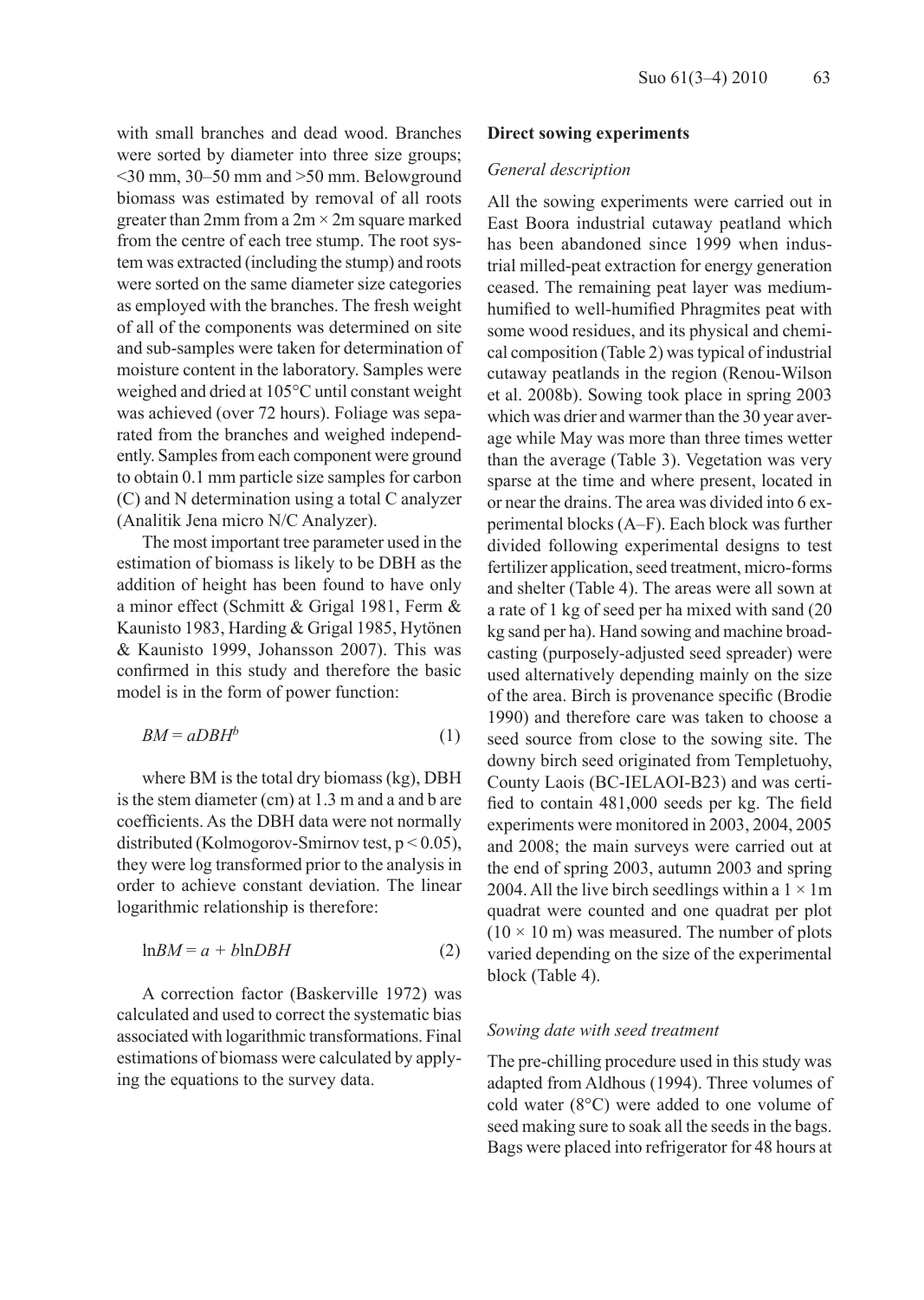with small branches and dead wood. Branches were sorted by diameter into three size groups; <30 mm, 30–50 mm and >50 mm. Belowground biomass was estimated by removal of all roots greater than 2mm from a 2m × 2m square marked from the centre of each tree stump. The root system was extracted (including the stump) and roots were sorted on the same diameter size categories as employed with the branches. The fresh weight of all of the components was determined on site and sub-samples were taken for determination of moisture content in the laboratory. Samples were weighed and dried at 105°C until constant weight was achieved (over 72 hours). Foliage was separated from the branches and weighed independently. Samples from each component were ground to obtain 0.1 mm particle size samples for carbon (C) and N determination using a total C analyzer (Analitik Jena micro N/C Analyzer).

The most important tree parameter used in the estimation of biomass is likely to be DBH as the addition of height has been found to have only a minor effect (Schmitt & Grigal 1981, Ferm & Kaunisto 1983, Harding & Grigal 1985, Hytönen & Kaunisto 1999, Johansson 2007). This was confirmed in this study and therefore the basic model is in the form of power function:

$$BM = aDBH^{b} \quad (1)$$

where BM is the total dry biomass (kg), DBH is the stem diameter (cm) at 1.3 m and a and b are coefficients. As the DBH data were not normally distributed (Kolmogorov-Smirnov test, $p < 0.05$), they were log transformed prior to the analysis in order to achieve constant deviation. The linear logarithmic relationship is therefore:

$$\ln BM = a + b \ln DBH \quad (2)$$

A correction factor (Baskerville 1972) was calculated and used to correct the systematic bias associated with logarithmic transformations. Final estimations of biomass were calculated by applying the equations to the survey data.

### Direct sowing experiments

#### *General description*

All the sowing experiments were carried out in East Boora industrial cutaway peatland which has been abandoned since 1999 when industrial milled-peat extraction for energy generation ceased. The remaining peat layer was medium-humified to well-humified Phragmites peat with some wood residues, and its physical and chemical composition (Table 2) was typical of industrial cutaway peatlands in the region (Renou-Wilson et al. 2008b). Sowing took place in spring 2003 which was drier and warmer than the 30 year average while May was more than three times wetter than the average (Table 3). Vegetation was very sparse at the time and where present, located in or near the drains. The area was divided into 6 experimental blocks (A–F). Each block was further divided following experimental designs to test fertilizer application, seed treatment, micro-forms and shelter (Table 4). The areas were all sown at a rate of 1 kg of seed per ha mixed with sand (20 kg sand per ha). Hand sowing and machine broadcasting (purposely-adjusted seed spreader) were used alternatively depending mainly on the size of the area. Birch is provenance specific (Brodie 1990) and therefore care was taken to choose a seed source from close to the sowing site. The downy birch seed originated from Templetuohy, County Laois (BC-IELAOI-B23) and was certified to contain 481,000 seeds per kg. The field experiments were monitored in 2003, 2004, 2005 and 2008; the main surveys were carried out at the end of spring 2003, autumn 2003 and spring 2004. All the live birch seedlings within a 1 × 1m quadrat were counted and one quadrat per plot (10 × 10 m) was measured. The number of plots varied depending on the size of the experimental block (Table 4).

#### *Sowing date with seed treatment*

The pre-chilling procedure used in this study was adapted from Aldhous (1994). Three volumes of cold water (8°C) were added to one volume of seed making sure to soak all the seeds in the bags. Bags were placed into refrigerator for 48 hours at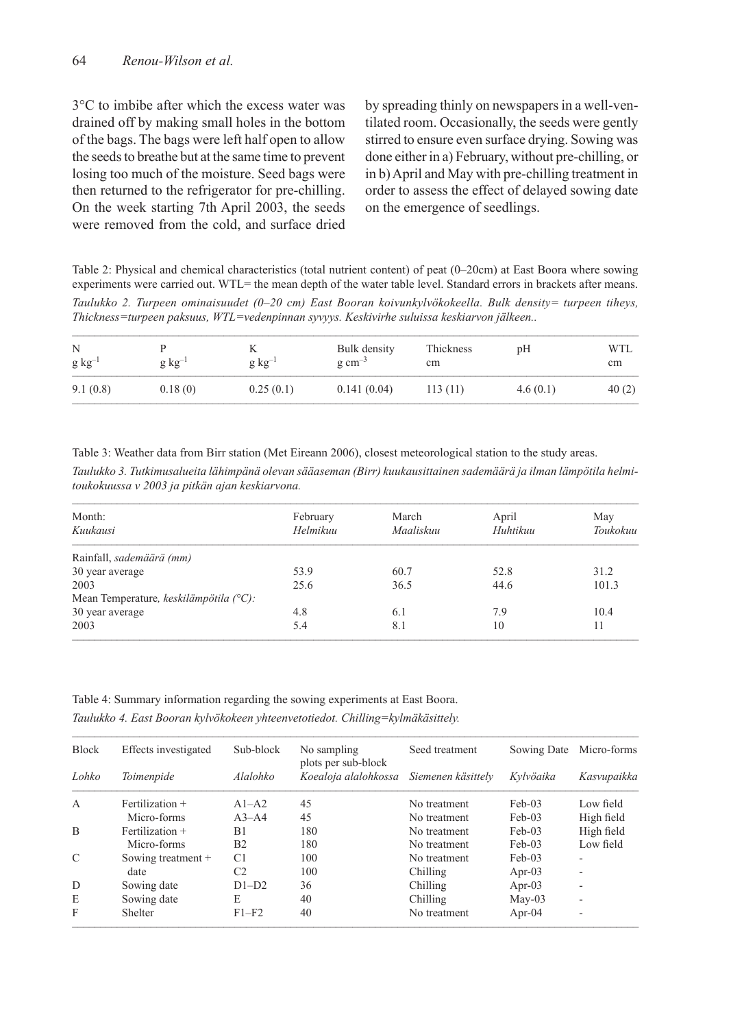3°C to imbibe after which the excess water was drained off by making small holes in the bottom of the bags. The bags were left half open to allow the seeds to breathe but at the same time to prevent losing too much of the moisture. Seed bags were then returned to the refrigerator for pre-chilling. On the week starting 7th April 2003, the seeds were removed from the cold, and surface dried by spreading thinly on newspapers in a well-ventilated room. Occasionally, the seeds were gently stirred to ensure even surface drying. Sowing was done either in a) February, without pre-chilling, or in b) April and May with pre-chilling treatment in order to assess the effect of delayed sowing date on the emergence of seedlings.

Table 2: Physical and chemical characteristics (total nutrient content) of peat (0–20cm) at East Boora where sowing experiments were carried out. WTL= the mean depth of the water table level. Standard errors in brackets after means.

*Taulukko 2. Turpeen ominaisuudet (0–20 cm) East Booran koivunkylvökokeella. Bulk density= turpeen tiheys, Thickness=turpeen paksuus, WTL=vedenpinnan syvyys. Keskivirhe suluissa keskiarvon jälkeen..*

| N $g\ kg^{-1}$ | P $g\ kg^{-1}$ | K $g\ kg^{-1}$ | Bulk density $g\ cm^{-3}$ | Thickness cm | pH | WTL cm |
|---|---|---|---|---|---|---|
| 9.1 (0.8) | 0.18 (0) | 0.25 (0.1) | 0.141 (0.04) | 113 (11) | 4.6 (0.1) | 40 (2) |

Table 3: Weather data from Birr station (Met Eireann 2006), closest meteorological station to the study areas.

*Taulukko 3. Tutkimusalueita lähimpänä olevan sääaseman (Birr) kuukausittainen sademäärä ja ilman lämpötila helmi-toukokuussa v 2003 ja pitkän ajan keskiarvona.*

| Month: *Kuukausi* | February *Helmikuu* | March *Maaliskuu* | April *Huhtikuu* | May *Toukokuu* |
|---|---|---|---|---|
| Rainfall, *sademäärä (mm)* | | | | |
| 30 year average | 53.9 | 60.7 | 52.8 | 31.2 |
| 2003 | 25.6 | 36.5 | 44.6 | 101.3 |
| Mean Temperature, *keskilämpötila (°C):* | | | | |
| 30 year average | 4.8 | 6.1 | 7.9 | 10.4 |
| 2003 | 5.4 | 8.1 | 10 | 11 |

Table 4: Summary information regarding the sowing experiments at East Boora.

*Taulukko 4. East Booran kylvökokeen yhteenvetotiedot. Chilling=kylmäkäsittely.*

| Block *Lohko* | Effects investigated *Toimenpide* | Sub-block *Alalohko* | No sampling plots per sub-block *Koealoja alalohkossa* | Seed treatment *Siemenen käsittely* | Sowing Date *Kylvöaika* | Micro-forms *Kasvupaikka* |
|---|---|---|---|---|---|---|
| A | Fertilization + | A1–A2 | 45 | No treatment | Feb-03 | Low field |
| | Micro-forms | A3–A4 | 45 | No treatment | Feb-03 | High field |
| B | Fertilization + | B1 | 180 | No treatment | Feb-03 | High field |
| | Micro-forms | B2 | 180 | No treatment | Feb-03 | Low field |
| C | Sowing treatment + | C1 | 100 | No treatment | Feb-03 | - |
| | date | C2 | 100 | Chilling | Apr-03 | - |
| D | Sowing date | D1–D2 | 36 | Chilling | Apr-03 | - |
| E | Sowing date | E | 40 | Chilling | May-03 | - |
| F | Shelter | F1–F2 | 40 | No treatment | Apr-04 | - |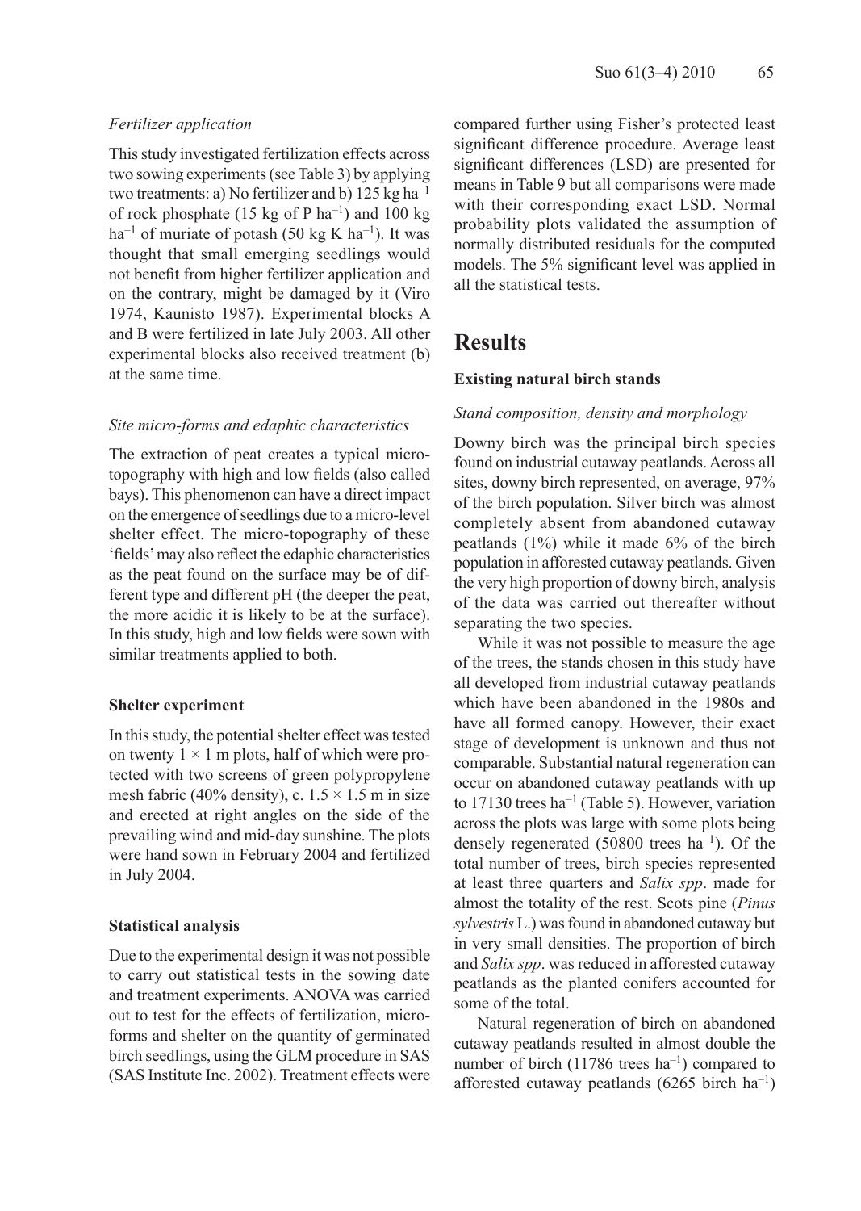*Fertilizer application*

This study investigated fertilization effects across two sowing experiments (see Table 3) by applying two treatments: a) No fertilizer and b) 125 kg ha$^{-1}$ of rock phosphate (15 kg of P ha$^{-1}$) and 100 kg ha$^{-1}$ of muriate of potash (50 kg K ha$^{-1}$). It was thought that small emerging seedlings would not benefit from higher fertilizer application and on the contrary, might be damaged by it (Viro 1974, Kaunisto 1987). Experimental blocks A and B were fertilized in late July 2003. All other experimental blocks also received treatment (b) at the same time.

*Site micro-forms and edaphic characteristics*

The extraction of peat creates a typical micro-topography with high and low fields (also called bays). This phenomenon can have a direct impact on the emergence of seedlings due to a micro-level shelter effect. The micro-topography of these 'fields' may also reflect the edaphic characteristics as the peat found on the surface may be of different type and different pH (the deeper the peat, the more acidic it is likely to be at the surface). In this study, high and low fields were sown with similar treatments applied to both.

### Shelter experiment

In this study, the potential shelter effect was tested on twenty $1 \times 1$ m plots, half of which were protected with two screens of green polypropylene mesh fabric (40% density), c. $1.5 \times 1.5$ m in size and erected at right angles on the side of the prevailing wind and mid-day sunshine. The plots were hand sown in February 2004 and fertilized in July 2004.

### Statistical analysis

Due to the experimental design it was not possible to carry out statistical tests in the sowing date and treatment experiments. ANOVA was carried out to test for the effects of fertilization, micro-forms and shelter on the quantity of germinated birch seedlings, using the GLM procedure in SAS (SAS Institute Inc. 2002). Treatment effects were compared further using Fisher's protected least significant difference procedure. Average least significant differences (LSD) are presented for means in Table 9 but all comparisons were made with their corresponding exact LSD. Normal probability plots validated the assumption of normally distributed residuals for the computed models. The 5% significant level was applied in all the statistical tests.

# Results

### Existing natural birch stands

*Stand composition, density and morphology*

Downy birch was the principal birch species found on industrial cutaway peatlands. Across all sites, downy birch represented, on average, 97% of the birch population. Silver birch was almost completely absent from abandoned cutaway peatlands (1%) while it made 6% of the birch population in afforested cutaway peatlands. Given the very high proportion of downy birch, analysis of the data was carried out thereafter without separating the two species.

While it was not possible to measure the age of the trees, the stands chosen in this study have all developed from industrial cutaway peatlands which have been abandoned in the 1980s and have all formed canopy. However, their exact stage of development is unknown and thus not comparable. Substantial natural regeneration can occur on abandoned cutaway peatlands with up to 17130 trees ha$^{-1}$ (Table 5). However, variation across the plots was large with some plots being densely regenerated (50800 trees ha$^{-1}$). Of the total number of trees, birch species represented at least three quarters and *Salix spp*. made for almost the totality of the rest. Scots pine (*Pinus sylvestris* L.) was found in abandoned cutaway but in very small densities. The proportion of birch and *Salix spp*. was reduced in afforested cutaway peatlands as the planted conifers accounted for some of the total.

Natural regeneration of birch on abandoned cutaway peatlands resulted in almost double the number of birch (11786 trees ha$^{-1}$) compared to afforested cutaway peatlands (6265 birch ha$^{-1}$)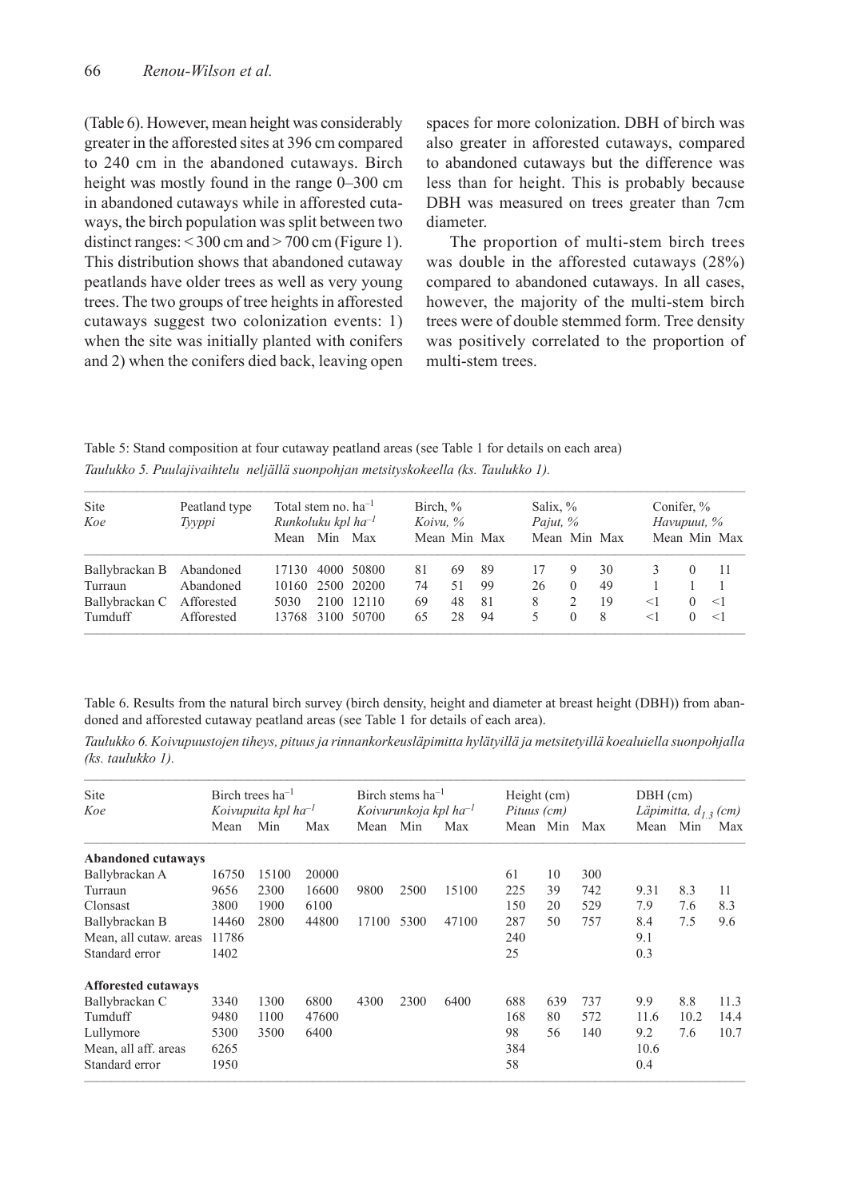(Table 6). However, mean height was considerably greater in the afforested sites at 396 cm compared to 240 cm in the abandoned cutaways. Birch height was mostly found in the range 0–300 cm in abandoned cutaways while in afforested cutaways, the birch population was split between two distinct ranges: < 300 cm and > 700 cm (Figure 1). This distribution shows that abandoned cutaway peatlands have older trees as well as very young trees. The two groups of tree heights in afforested cutaways suggest two colonization events: 1) when the site was initially planted with conifers and 2) when the conifers died back, leaving open spaces for more colonization. DBH of birch was also greater in afforested cutaways, compared to abandoned cutaways but the difference was less than for height. This is probably because DBH was measured on trees greater than 7cm diameter.

The proportion of multi-stem birch trees was double in the afforested cutaways (28%) compared to abandoned cutaways. In all cases, however, the majority of the multi-stem birch trees were of double stemmed form. Tree density was positively correlated to the proportion of multi-stem trees.

Table 5: Stand composition at four cutaway peatland areas (see Table 1 for details on each area)

*Taulukko 5. Puulajivaihtelu neljällä suonpohjan metsityskokeella (ks. Taulukko 1).*

| Site *Koe* | Peatland type *Tyyppi* | Total stem no. ha$^{-1}$ *Runkoluku kpl ha$^{-1}$* | | | Birch, % *Koivu, %* | | | Salix, % *Pajut, %* | | | Conifer, % *Havupuut, %* | | |
|---|---|---|---|---|---|---|---|---|---|---|---|---|---|
| | | Mean | Min | Max | Mean | Min | Max | Mean | Min | Max | Mean | Min | Max |
| Ballybrackan B | Abandoned | 17130 | 4000 | 50800 | 81 | 69 | 89 | 17 | 9 | 30 | 3 | 0 | 11 |
| Turraun | Abandoned | 10160 | 2500 | 20200 | 74 | 51 | 99 | 26 | 0 | 49 | 1 | 1 | 1 |
| Ballybrackan C | Afforested | 5030 | 2100 | 12110 | 69 | 48 | 81 | 8 | 2 | 19 | <1 | 0 | <1 |
| Tumduff | Afforested | 13768 | 3100 | 50700 | 65 | 28 | 94 | 5 | 0 | 8 | <1 | 0 | <1 |

Table 6. Results from the natural birch survey (birch density, height and diameter at breast height (DBH)) from abandoned and afforested cutaway peatland areas (see Table 1 for details of each area).

*Taulukko 6. Koivupuustojen tiheys, pituus ja rinnankorkeusläpimitta hylätyillä ja metsitetyillä koealuiella suonpohjalla (ks. taulukko 1).*

| Site *Koe* | Birch trees ha$^{-1}$ *Koivupuita kpl ha$^{-1}$* | | | Birch stems ha$^{-1}$ *Koivurunkoja kpl ha$^{-1}$* | | | Height (cm) *Pituus (cm)* | | | DBH (cm) *Läpimitta, $d_{1.3}$ (cm)* | | |
|---|---|---|---|---|---|---|---|---|---|---|---|---|
| | Mean | Min | Max | Mean | Min | Max | Mean | Min | Max | Mean | Min | Max |
| **Abandoned cutaways** | | | | | | | | | | | | |
| Ballybrackan A | 16750 | 15100 | 20000 | | | | 61 | 10 | 300 | | | |
| Turraun | 9656 | 2300 | 16600 | 9800 | 2500 | 15100 | 225 | 39 | 742 | 9.31 | 8.3 | 11 |
| Clonsast | 3800 | 1900 | 6100 | | | | 150 | 20 | 529 | 7.9 | 7.6 | 8.3 |
| Ballybrackan B | 14460 | 2800 | 44800 | 17100 | 5300 | 47100 | 287 | 50 | 757 | 8.4 | 7.5 | 9.6 |
| Mean, all cutaw. areas | 11786 | | | | | | 240 | | | 9.1 | | |
| Standard error | 1402 | | | | | | 25 | | | 0.3 | | |
| **Afforested cutaways** | | | | | | | | | | | | |
| Ballybrackan C | 3340 | 1300 | 6800 | 4300 | 2300 | 6400 | 688 | 639 | 737 | 9.9 | 8.8 | 11.3 |
| Tumduff | 9480 | 1100 | 47600 | | | | 168 | 80 | 572 | 11.6 | 10.2 | 14.4 |
| Lullymore | 5300 | 3500 | 6400 | | | | 98 | 56 | 140 | 9.2 | 7.6 | 10.7 |
| Mean, all aff. areas | 6265 | | | | | | 384 | | | 10.6 | | |
| Standard error | 1950 | | | | | | 58 | | | 0.4 | | |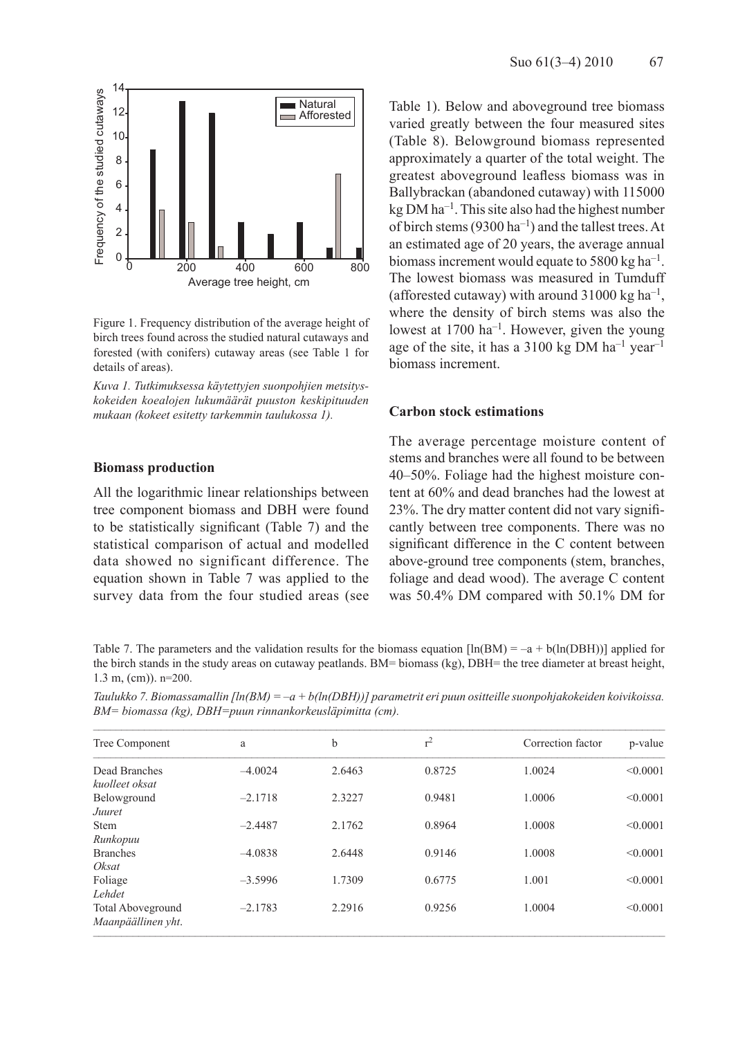Figure 1. Frequency distribution of the average height of birch trees found across the studied natural cutaways and forested (with conifers) cutaway areas (see Table 1 for details of areas).

*Kuva 1. Tutkimuksessa käytettyjen suonpohjien metsityskokeiden koealojen lukumäärät puuston keskipituuden mukaan (kokeet esitetty tarkemmin taulukossa 1).*

### Biomass production

All the logarithmic linear relationships between tree component biomass and DBH were found to be statistically significant (Table 7) and the statistical comparison of actual and modelled data showed no significant difference. The equation shown in Table 7 was applied to the survey data from the four studied areas (see Table 1). Below and aboveground tree biomass varied greatly between the four measured sites (Table 8). Belowground biomass represented approximately a quarter of the total weight. The greatest aboveground leafless biomass was in Ballybrackan (abandoned cutaway) with 115000 kg DM ha$^{-1}$. This site also had the highest number of birch stems (9300 ha$^{-1}$) and the tallest trees. At an estimated age of 20 years, the average annual biomass increment would equate to 5800 kg ha$^{-1}$. The lowest biomass was measured in Tumduff (afforested cutaway) with around 31000 kg ha$^{-1}$, where the density of birch stems was also the lowest at 1700 ha$^{-1}$. However, given the young age of the site, it has a 3100 kg DM ha$^{-1}$ year$^{-1}$ biomass increment.

### Carbon stock estimations

The average percentage moisture content of stems and branches were all found to be between 40–50%. Foliage had the highest moisture content at 60% and dead branches had the lowest at 23%. The dry matter content did not vary significantly between tree components. There was no significant difference in the C content between above-ground tree components (stem, branches, foliage and dead wood). The average C content was 50.4% DM compared with 50.1% DM for

Table 7. The parameters and the validation results for the biomass equation [$\ln(BM) = -a + b(\ln(DBH))$] applied for the birch stands in the study areas on cutaway peatlands. BM= biomass (kg), DBH= the tree diameter at breast height, 1.3 m, (cm)). n=200.

*Taulukko 7. Biomassamallin [$\ln(BM) = -a + b(\ln(DBH))$] parametrit eri puun ositteille suonpohjakokeiden koivikoissa. BM= biomassa (kg), DBH=puun rinnankorkeusläpimitta (cm).*

| Tree Component | a | b | $r^2$ | Correction factor | p-value |
|---|---|---|---|---|---|
| Dead Branches *kuolleet oksat* | –4.0024 | 2.6463 | 0.8725 | 1.0024 | <0.0001 |
| Belowground *Juuret* | –2.1718 | 2.3227 | 0.9481 | 1.0006 | <0.0001 |
| Stem *Runkopuu* | –2.4487 | 2.1762 | 0.8964 | 1.0008 | <0.0001 |
| Branches *Oksat* | –4.0838 | 2.6448 | 0.9146 | 1.0008 | <0.0001 |
| Foliage *Lehdet* | –3.5996 | 1.7309 | 0.6775 | 1.001 | <0.0001 |
| Total Aboveground *Maanpäällinen yht.* | –2.1783 | 2.2916 | 0.9256 | 1.0004 | <0.0001 |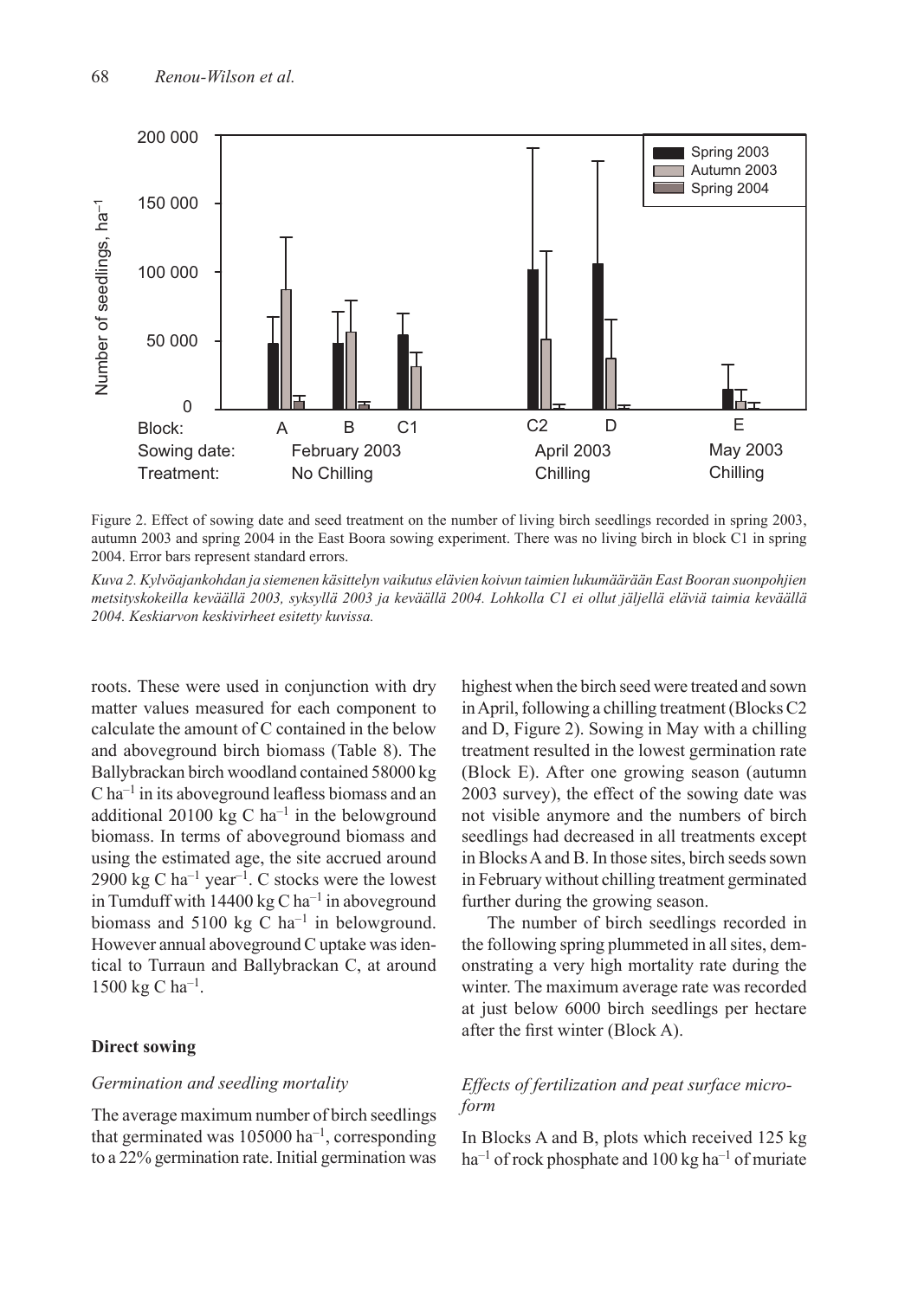Figure 2. Effect of sowing date and seed treatment on the number of living birch seedlings recorded in spring 2003, autumn 2003 and spring 2004 in the East Boora sowing experiment. There was no living birch in block C1 in spring 2004. Error bars represent standard errors.

*Kuva 2. Kylvöajankohdan ja siemenen käsittelyn vaikutus elävien koivun taimien lukumäärään East Booran suonpohjien metsityskokeilla keväällä 2003, syksyllä 2003 ja keväällä 2004. Lohkolla C1 ei ollut jäljellä eläviä taimia keväällä 2004. Keskiarvon keskivirheet esitetty kuvissa.*

roots. These were used in conjunction with dry matter values measured for each component to calculate the amount of C contained in the below and aboveground birch biomass (Table 8). The Ballybrackan birch woodland contained 58000 kg C $ha^{-1}$ in its aboveground leafless biomass and an additional 20100 kg C $ha^{-1}$ in the belowground biomass. In terms of aboveground biomass and using the estimated age, the site accrued around 2900 kg C $ha^{-1}$ $year^{-1}$. C stocks were the lowest in Tumduff with 14400 kg C $ha^{-1}$ in aboveground biomass and 5100 kg C $ha^{-1}$ in belowground. However annual aboveground C uptake was identical to Turraun and Ballybrackan C, at around 1500 kg C $ha^{-1}$.

## Direct sowing

### *Germination and seedling mortality*

The average maximum number of birch seedlings that germinated was 105000 $ha^{-1}$, corresponding to a 22% germination rate. Initial germination was highest when the birch seed were treated and sown in April, following a chilling treatment (Blocks C2 and D, Figure 2). Sowing in May with a chilling treatment resulted in the lowest germination rate (Block E). After one growing season (autumn 2003 survey), the effect of the sowing date was not visible anymore and the numbers of birch seedlings had decreased in all treatments except in Blocks A and B. In those sites, birch seeds sown in February without chilling treatment germinated further during the growing season.

The number of birch seedlings recorded in the following spring plummeted in all sites, demonstrating a very high mortality rate during the winter. The maximum average rate was recorded at just below 6000 birch seedlings per hectare after the first winter (Block A).

### *Effects of fertilization and peat surface microform*

In Blocks A and B, plots which received 125 kg $ha^{-1}$ of rock phosphate and 100 kg $ha^{-1}$ of muriate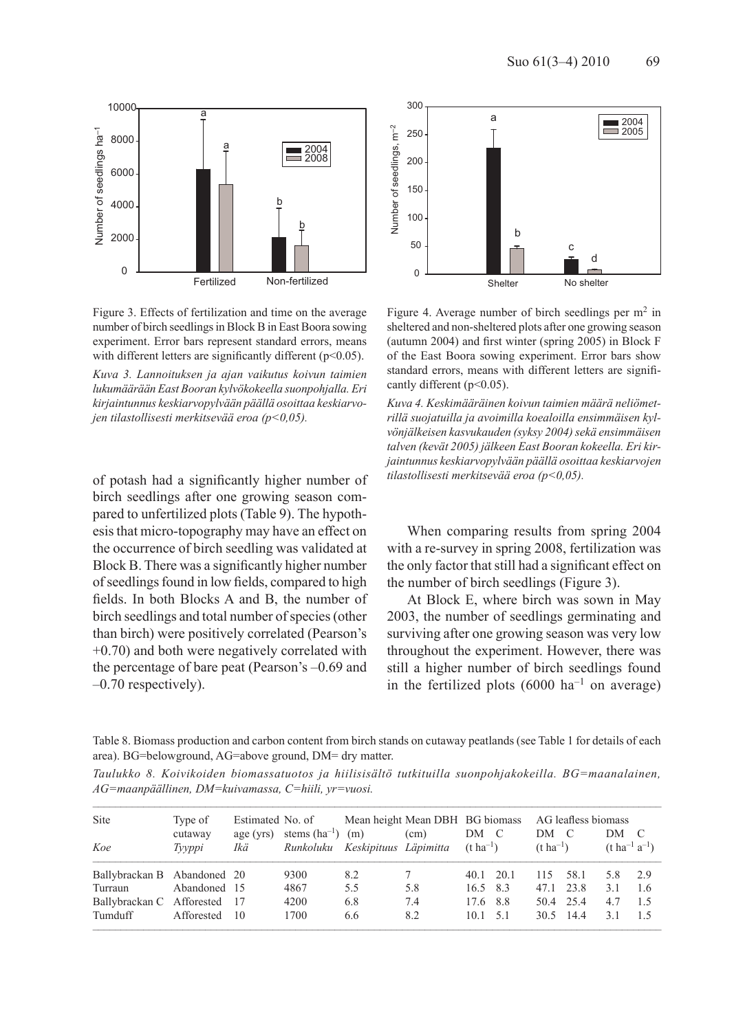Figure 3. Effects of fertilization and time on the average number of birch seedlings in Block B in East Boora sowing experiment. Error bars represent standard errors, means with different letters are significantly different ($p<0.05$).

*Kuva 3. Lannoituksen ja ajan vaikutus koivun taimien lukumäärään East Booran kylvökokeella suonpohjalla. Eri kirjaintunnus keskiarvopylvään päällä osoittaa keskiarvojen tilastollisesti merkitsevää eroa (p<0,05).*

Figure 4. Average number of birch seedlings per m[2] in sheltered and non-sheltered plots after one growing season (autumn 2004) and first winter (spring 2005) in Block F of the East Boora sowing experiment. Error bars show standard errors, means with different letters are significantly different ($p<0.05$).

*Kuva 4. Keskimääräinen koivun taimien määrä neliömetrillä suojatuilla ja avoimilla koealoilla ensimmäisen kylvönjälkeisen kasvukauden (syksy 2004) sekä ensimmäisen talven (kevät 2005) jälkeen East Booran kokeella. Eri kirjaintunnus keskiarvopylvään päällä osoittaa keskiarvojen tilastollisesti merkitsevää eroa (p<0,05).*

of potash had a significantly higher number of birch seedlings after one growing season compared to unfertilized plots (Table 9). The hypothesis that micro-topography may have an effect on the occurrence of birch seedling was validated at Block B. There was a significantly higher number of seedlings found in low fields, compared to high fields. In both Blocks A and B, the number of birch seedlings and total number of species (other than birch) were positively correlated (Pearson's +0.70) and both were negatively correlated with the percentage of bare peat (Pearson's –0.69 and –0.70 respectively).

When comparing results from spring 2004 with a re-survey in spring 2008, fertilization was the only factor that still had a significant effect on the number of birch seedlings (Figure 3).

At Block E, where birch was sown in May 2003, the number of seedlings germinating and surviving after one growing season was very low throughout the experiment. However, there was still a higher number of birch seedlings found in the fertilized plots (6000 ha$^{-1}$ on average)

Table 8. Biomass production and carbon content from birch stands on cutaway peatlands (see Table 1 for details of each area). BG=belowground, AG=above ground, DM= dry matter.

*Taulukko 8. Koivikoiden biomassatuotos ja hiilisisältö tutkituilla suonpohjakokeilla. BG=maanalainen, AG=maanpäällinen, DM=kuivamassa, C=hiili, yr=vuosi.*

| Site *Koe* | Type of cutaway *Tyyppi* | Estimated age (yrs) *Ikä* | No. of stems (ha$^{-1}$) *Runkoluku* | Mean height (m) *Keskipituus* | Mean DBH (cm) *Läpimitta* | BG biomass DM (t ha$^{-1}$) | BG biomass C | AG leafless biomass DM (t ha$^{-1}$) | AG leafless biomass C | DM (t ha$^{-1}$ a$^{-1}$) | C |
|---|---|---|---|---|---|---|---|---|---|---|---|
| Ballybrackan B | Abandoned | 20 | 9300 | 8.2 | 7 | 40.1 | 20.1 | 115 | 58.1 | 5.8 | 2.9 |
| Turraun | Abandoned | 15 | 4867 | 5.5 | 5.8 | 16.5 | 8.3 | 47.1 | 23.8 | 3.1 | 1.6 |
| Ballybrackan C | Afforested | 17 | 4200 | 6.8 | 7.4 | 17.6 | 8.8 | 50.4 | 25.4 | 4.7 | 1.5 |
| Tumduff | Afforested | 10 | 1700 | 6.6 | 8.2 | 10.1 | 5.1 | 30.5 | 14.4 | 3.1 | 1.5 |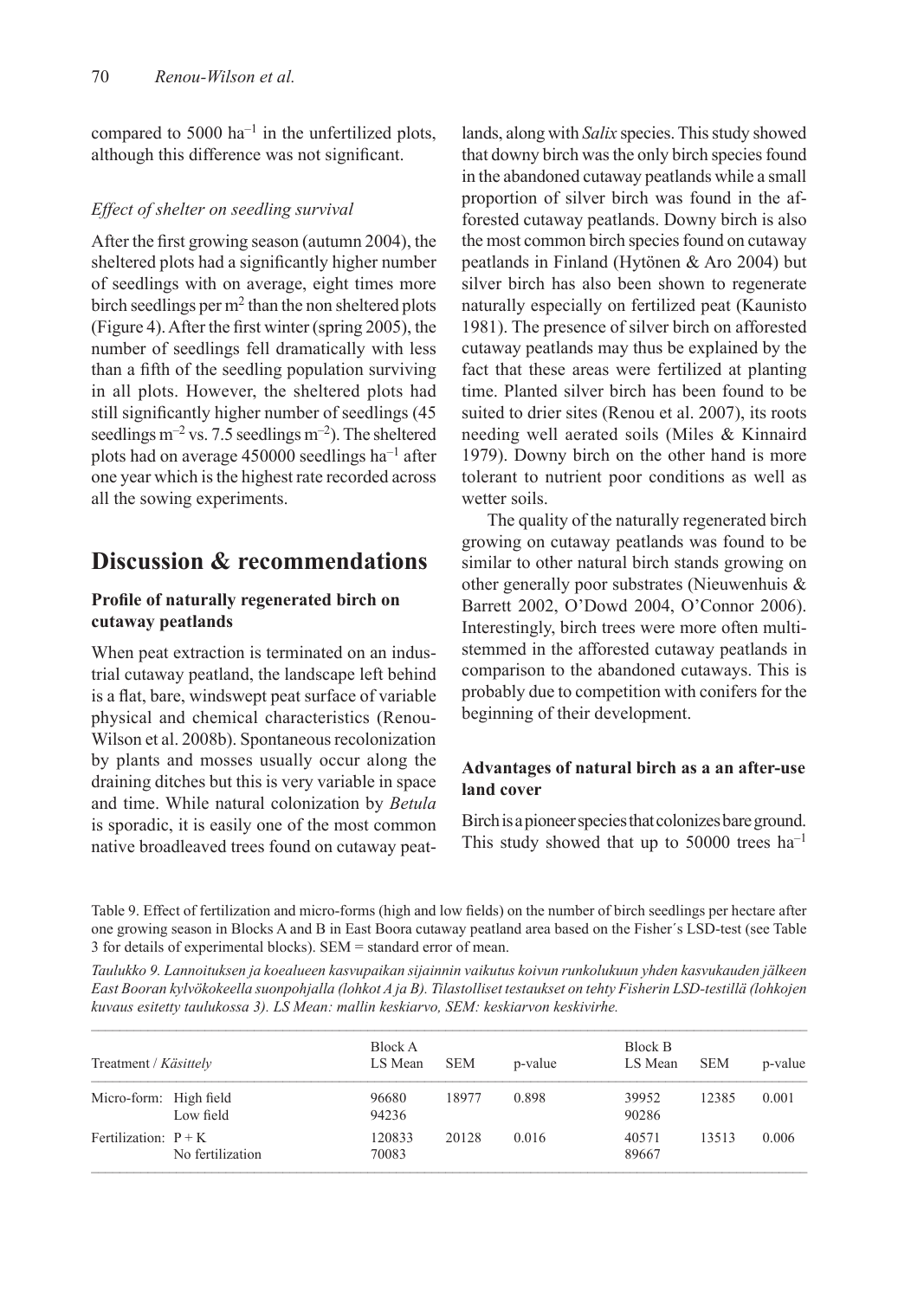compared to 5000 $ha^{-1}$ in the unfertilized plots, although this difference was not significant.

### *Effect of shelter on seedling survival*

After the first growing season (autumn 2004), the sheltered plots had a significantly higher number of seedlings with on average, eight times more birch seedlings per $m^2$ than the non sheltered plots (Figure 4). After the first winter (spring 2005), the number of seedlings fell dramatically with less than a fifth of the seedling population surviving in all plots. However, the sheltered plots had still significantly higher number of seedlings (45 seedlings $m^{-2}$ vs. 7.5 seedlings $m^{-2}$). The sheltered plots had on average 450000 seedlings $ha^{-1}$ after one year which is the highest rate recorded across all the sowing experiments.

## Discussion & recommendations

### Profile of naturally regenerated birch on cutaway peatlands

When peat extraction is terminated on an industrial cutaway peatland, the landscape left behind is a flat, bare, windswept peat surface of variable physical and chemical characteristics (Renou-Wilson et al. 2008b). Spontaneous recolonization by plants and mosses usually occur along the draining ditches but this is very variable in space and time. While natural colonization by *Betula* is sporadic, it is easily one of the most common native broadleaved trees found on cutaway peatlands, along with *Salix* species. This study showed that downy birch was the only birch species found in the abandoned cutaway peatlands while a small proportion of silver birch was found in the afforested cutaway peatlands. Downy birch is also the most common birch species found on cutaway peatlands in Finland (Hytönen & Aro 2004) but silver birch has also been shown to regenerate naturally especially on fertilized peat (Kaunisto 1981). The presence of silver birch on afforested cutaway peatlands may thus be explained by the fact that these areas were fertilized at planting time. Planted silver birch has been found to be suited to drier sites (Renou et al. 2007), its roots needing well aerated soils (Miles & Kinnaird 1979). Downy birch on the other hand is more tolerant to nutrient poor conditions as well as wetter soils.

The quality of the naturally regenerated birch growing on cutaway peatlands was found to be similar to other natural birch stands growing on other generally poor substrates (Nieuwenhuis & Barrett 2002, O'Dowd 2004, O'Connor 2006). Interestingly, birch trees were more often multi-stemmed in the afforested cutaway peatlands in comparison to the abandoned cutaways. This is probably due to competition with conifers for the beginning of their development.

### Advantages of natural birch as a an after-use land cover

Birch is a pioneer species that colonizes bare ground. This study showed that up to 50000 trees $ha^{-1}$

Table 9. Effect of fertilization and micro-forms (high and low fields) on the number of birch seedlings per hectare after one growing season in Blocks A and B in East Boora cutaway peatland area based on the Fisher´s LSD-test (see Table 3 for details of experimental blocks). SEM = standard error of mean.

*Taulukko 9. Lannoituksen ja koealueen kasvupaikan sijainnin vaikutus koivun runkolukuun yhden kasvukauden jälkeen East Booran kylvökokeella suonpohjalla (lohkot A ja B). Tilastolliset testaukset on tehty Fisherin LSD-testillä (lohkojen kuvaus esitetty taulukossa 3). LS Mean: mallin keskiarvo, SEM: keskiarvon keskivirhe.*

| Treatment / *Käsittely* | | Block A LS Mean | SEM | p-value | Block B LS Mean | SEM | p-value |
|---|---|---|---|---|---|---|---|
| Micro-form: | High field | 96680 | 18977 | 0.898 | 39952 | 12385 | 0.001 |
| | Low field | 94236 | | | 90286 | | |
| Fertilization: | P + K | 120833 | 20128 | 0.016 | 40571 | 13513 | 0.006 |
| | No fertilization | 70083 | | | 89667 | | |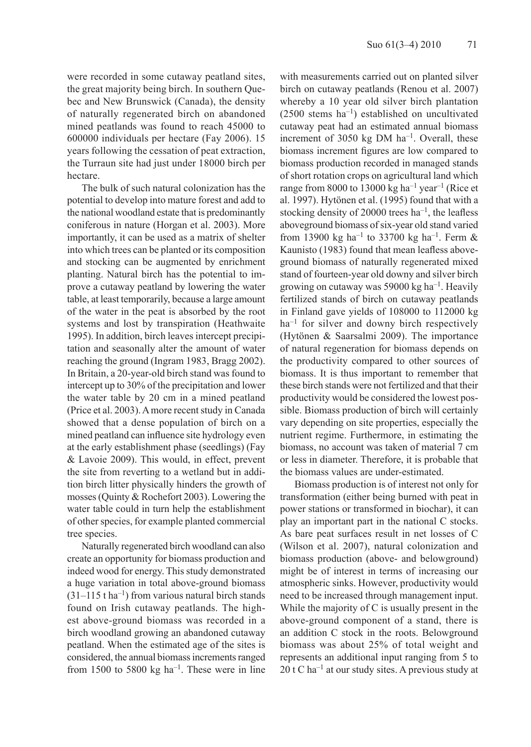were recorded in some cutaway peatland sites, the great majority being birch. In southern Quebec and New Brunswick (Canada), the density of naturally regenerated birch on abandoned mined peatlands was found to reach 45000 to 600000 individuals per hectare (Fay 2006). 15 years following the cessation of peat extraction, the Turraun site had just under 18000 birch per hectare.

The bulk of such natural colonization has the potential to develop into mature forest and add to the national woodland estate that is predominantly coniferous in nature (Horgan et al. 2003). More importantly, it can be used as a matrix of shelter into which trees can be planted or its composition and stocking can be augmented by enrichment planting. Natural birch has the potential to improve a cutaway peatland by lowering the water table, at least temporarily, because a large amount of the water in the peat is absorbed by the root systems and lost by transpiration (Heathwaite 1995). In addition, birch leaves intercept precipitation and seasonally alter the amount of water reaching the ground (Ingram 1983, Bragg 2002). In Britain, a 20-year-old birch stand was found to intercept up to 30% of the precipitation and lower the water table by 20 cm in a mined peatland (Price et al. 2003). A more recent study in Canada showed that a dense population of birch on a mined peatland can influence site hydrology even at the early establishment phase (seedlings) (Fay & Lavoie 2009). This would, in effect, prevent the site from reverting to a wetland but in addition birch litter physically hinders the growth of mosses (Quinty & Rochefort 2003). Lowering the water table could in turn help the establishment of other species, for example planted commercial tree species.

Naturally regenerated birch woodland can also create an opportunity for biomass production and indeed wood for energy. This study demonstrated a huge variation in total above-ground biomass (31–115 t ha$^{-1}$) from various natural birch stands found on Irish cutaway peatlands. The highest above-ground biomass was recorded in a birch woodland growing an abandoned cutaway peatland. When the estimated age of the sites is considered, the annual biomass increments ranged from 1500 to 5800 kg ha$^{-1}$. These were in line with measurements carried out on planted silver birch on cutaway peatlands (Renou et al. 2007) whereby a 10 year old silver birch plantation (2500 stems ha$^{-1}$) established on uncultivated cutaway peat had an estimated annual biomass increment of 3050 kg DM ha$^{-1}$. Overall, these biomass increment figures are low compared to biomass production recorded in managed stands of short rotation crops on agricultural land which range from 8000 to 13000 kg ha$^{-1}$ year$^{-1}$ (Rice et al. 1997). Hytönen et al. (1995) found that with a stocking density of 20000 trees ha$^{-1}$, the leafless aboveground biomass of six-year old stand varied from 13900 kg ha$^{-1}$ to 33700 kg ha$^{-1}$. Ferm & Kaunisto (1983) found that mean leafless aboveground biomass of naturally regenerated mixed stand of fourteen-year old downy and silver birch growing on cutaway was 59000 kg ha$^{-1}$. Heavily fertilized stands of birch on cutaway peatlands in Finland gave yields of 108000 to 112000 kg ha$^{-1}$ for silver and downy birch respectively (Hytönen & Saarsalmi 2009). The importance of natural regeneration for biomass depends on the productivity compared to other sources of biomass. It is thus important to remember that these birch stands were not fertilized and that their productivity would be considered the lowest possible. Biomass production of birch will certainly vary depending on site properties, especially the nutrient regime. Furthermore, in estimating the biomass, no account was taken of material 7 cm or less in diameter. Therefore, it is probable that the biomass values are under-estimated.

Biomass production is of interest not only for transformation (either being burned with peat in power stations or transformed in biochar), it can play an important part in the national C stocks. As bare peat surfaces result in net losses of C (Wilson et al. 2007), natural colonization and biomass production (above- and belowground) might be of interest in terms of increasing our atmospheric sinks. However, productivity would need to be increased through management input. While the majority of C is usually present in the above-ground component of a stand, there is an addition C stock in the roots. Belowground biomass was about 25% of total weight and represents an additional input ranging from 5 to 20 t C ha$^{-1}$ at our study sites. A previous study at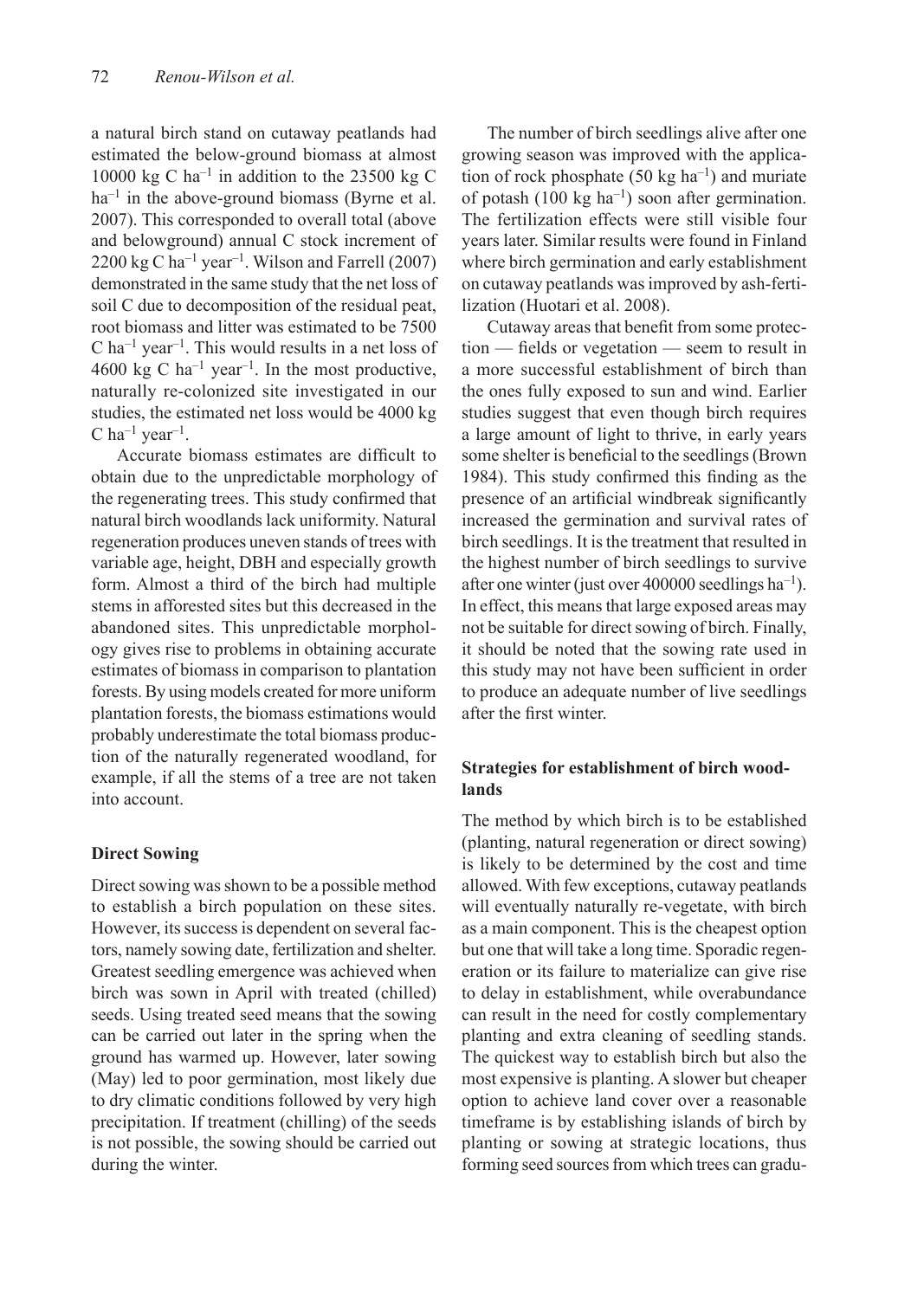a natural birch stand on cutaway peatlands had estimated the below-ground biomass at almost 10000 kg C $ha^{-1}$ in addition to the 23500 kg C $ha^{-1}$ in the above-ground biomass (Byrne et al. 2007). This corresponded to overall total (above and belowground) annual C stock increment of 2200 kg C $ha^{-1}$ $year^{-1}$. Wilson and Farrell (2007) demonstrated in the same study that the net loss of soil C due to decomposition of the residual peat, root biomass and litter was estimated to be 7500 C $ha^{-1}$ $year^{-1}$. This would results in a net loss of 4600 kg C $ha^{-1}$ $year^{-1}$. In the most productive, naturally re-colonized site investigated in our studies, the estimated net loss would be 4000 kg C $ha^{-1}$ $year^{-1}$.

Accurate biomass estimates are difficult to obtain due to the unpredictable morphology of the regenerating trees. This study confirmed that natural birch woodlands lack uniformity. Natural regeneration produces uneven stands of trees with variable age, height, DBH and especially growth form. Almost a third of the birch had multiple stems in afforested sites but this decreased in the abandoned sites. This unpredictable morphology gives rise to problems in obtaining accurate estimates of biomass in comparison to plantation forests. By using models created for more uniform plantation forests, the biomass estimations would probably underestimate the total biomass production of the naturally regenerated woodland, for example, if all the stems of a tree are not taken into account.

### Direct Sowing

Direct sowing was shown to be a possible method to establish a birch population on these sites. However, its success is dependent on several factors, namely sowing date, fertilization and shelter. Greatest seedling emergence was achieved when birch was sown in April with treated (chilled) seeds. Using treated seed means that the sowing can be carried out later in the spring when the ground has warmed up. However, later sowing (May) led to poor germination, most likely due to dry climatic conditions followed by very high precipitation. If treatment (chilling) of the seeds is not possible, the sowing should be carried out during the winter.

The number of birch seedlings alive after one growing season was improved with the application of rock phosphate (50 kg $ha^{-1}$) and muriate of potash (100 kg $ha^{-1}$) soon after germination. The fertilization effects were still visible four years later. Similar results were found in Finland where birch germination and early establishment on cutaway peatlands was improved by ash-fertilization (Huotari et al. 2008).

Cutaway areas that benefit from some protection — fields or vegetation — seem to result in a more successful establishment of birch than the ones fully exposed to sun and wind. Earlier studies suggest that even though birch requires a large amount of light to thrive, in early years some shelter is beneficial to the seedlings (Brown 1984). This study confirmed this finding as the presence of an artificial windbreak significantly increased the germination and survival rates of birch seedlings. It is the treatment that resulted in the highest number of birch seedlings to survive after one winter (just over 400000 seedlings $ha^{-1}$). In effect, this means that large exposed areas may not be suitable for direct sowing of birch. Finally, it should be noted that the sowing rate used in this study may not have been sufficient in order to produce an adequate number of live seedlings after the first winter.

### Strategies for establishment of birch woodlands

The method by which birch is to be established (planting, natural regeneration or direct sowing) is likely to be determined by the cost and time allowed. With few exceptions, cutaway peatlands will eventually naturally re-vegetate, with birch as a main component. This is the cheapest option but one that will take a long time. Sporadic regeneration or its failure to materialize can give rise to delay in establishment, while overabundance can result in the need for costly complementary planting and extra cleaning of seedling stands. The quickest way to establish birch but also the most expensive is planting. A slower but cheaper option to achieve land cover over a reasonable timeframe is by establishing islands of birch by planting or sowing at strategic locations, thus forming seed sources from which trees can gradu-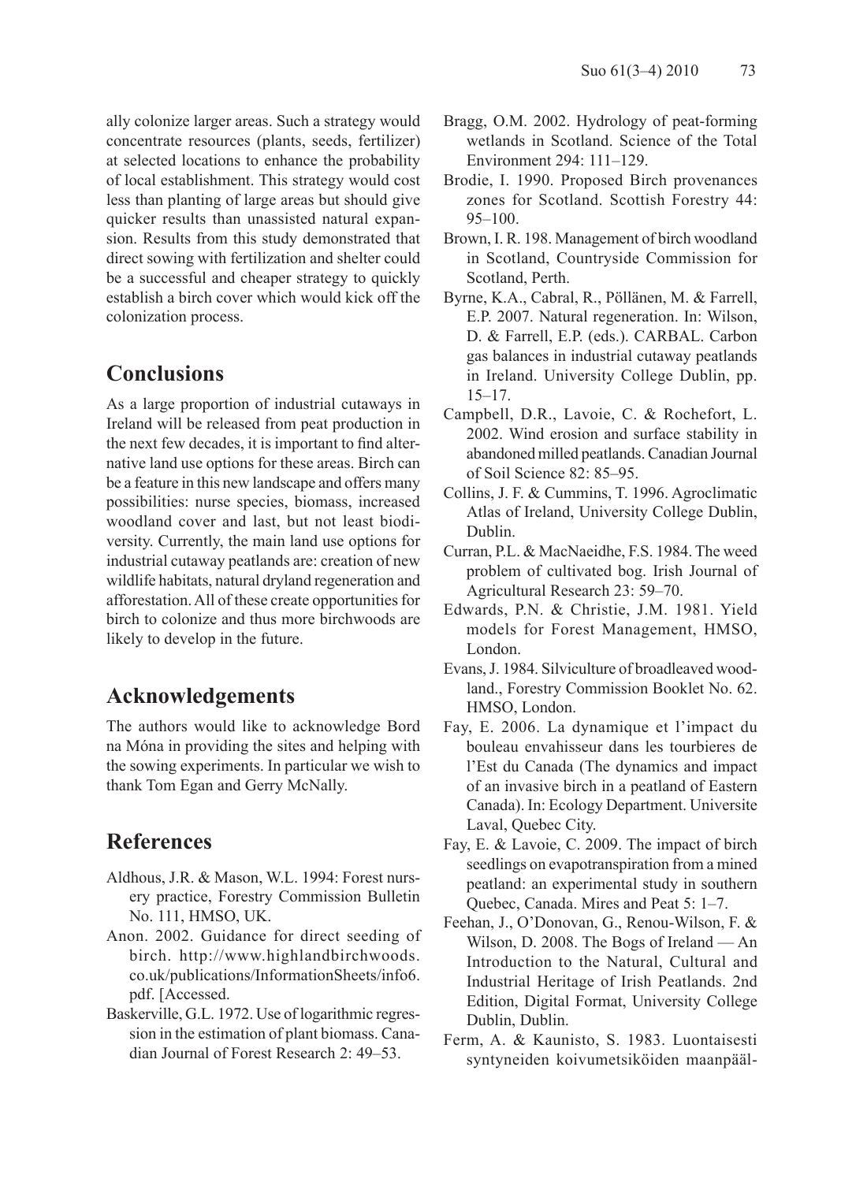ally colonize larger areas. Such a strategy would concentrate resources (plants, seeds, fertilizer) at selected locations to enhance the probability of local establishment. This strategy would cost less than planting of large areas but should give quicker results than unassisted natural expansion. Results from this study demonstrated that direct sowing with fertilization and shelter could be a successful and cheaper strategy to quickly establish a birch cover which would kick off the colonization process.

## Conclusions

As a large proportion of industrial cutaways in Ireland will be released from peat production in the next few decades, it is important to find alternative land use options for these areas. Birch can be a feature in this new landscape and offers many possibilities: nurse species, biomass, increased woodland cover and last, but not least biodiversity. Currently, the main land use options for industrial cutaway peatlands are: creation of new wildlife habitats, natural dryland regeneration and afforestation. All of these create opportunities for birch to colonize and thus more birchwoods are likely to develop in the future.

## Acknowledgements

The authors would like to acknowledge Bord na Móna in providing the sites and helping with the sowing experiments. In particular we wish to thank Tom Egan and Gerry McNally.

## References

Aldhous, J.R. & Mason, W.L. 1994: Forest nursery practice, Forestry Commission Bulletin No. 111, HMSO, UK.

Anon. 2002. Guidance for direct seeding of birch. http://www.highlandbirchwoods.co.uk/publications/InformationSheets/info6.pdf. [Accessed.

Baskerville, G.L. 1972. Use of logarithmic regression in the estimation of plant biomass. Canadian Journal of Forest Research 2: 49–53.

Bragg, O.M. 2002. Hydrology of peat-forming wetlands in Scotland. Science of the Total Environment 294: 111–129.

Brodie, I. 1990. Proposed Birch provenances zones for Scotland. Scottish Forestry 44: 95–100.

Brown, I. R. 198. Management of birch woodland in Scotland, Countryside Commission for Scotland, Perth.

Byrne, K.A., Cabral, R., Pöllänen, M. & Farrell, E.P. 2007. Natural regeneration. In: Wilson, D. & Farrell, E.P. (eds.). CARBAL. Carbon gas balances in industrial cutaway peatlands in Ireland. University College Dublin, pp. 15–17.

Campbell, D.R., Lavoie, C. & Rochefort, L. 2002. Wind erosion and surface stability in abandoned milled peatlands. Canadian Journal of Soil Science 82: 85–95.

Collins, J. F. & Cummins, T. 1996. Agroclimatic Atlas of Ireland, University College Dublin, Dublin.

Curran, P.L. & MacNaeidhe, F.S. 1984. The weed problem of cultivated bog. Irish Journal of Agricultural Research 23: 59–70.

Edwards, P.N. & Christie, J.M. 1981. Yield models for Forest Management, HMSO, London.

Evans, J. 1984. Silviculture of broadleaved woodland., Forestry Commission Booklet No. 62. HMSO, London.

Fay, E. 2006. La dynamique et l'impact du bouleau envahisseur dans les tourbieres de l'Est du Canada (The dynamics and impact of an invasive birch in a peatland of Eastern Canada). In: Ecology Department. Universite Laval, Quebec City.

Fay, E. & Lavoie, C. 2009. The impact of birch seedlings on evapotranspiration from a mined peatland: an experimental study in southern Quebec, Canada. Mires and Peat 5: 1–7.

Feehan, J., O'Donovan, G., Renou-Wilson, F. & Wilson, D. 2008. The Bogs of Ireland — An Introduction to the Natural, Cultural and Industrial Heritage of Irish Peatlands. 2nd Edition, Digital Format, University College Dublin, Dublin.

Ferm, A. & Kaunisto, S. 1983. Luontaisesti syntyneiden koivumetsiköiden maanpääl-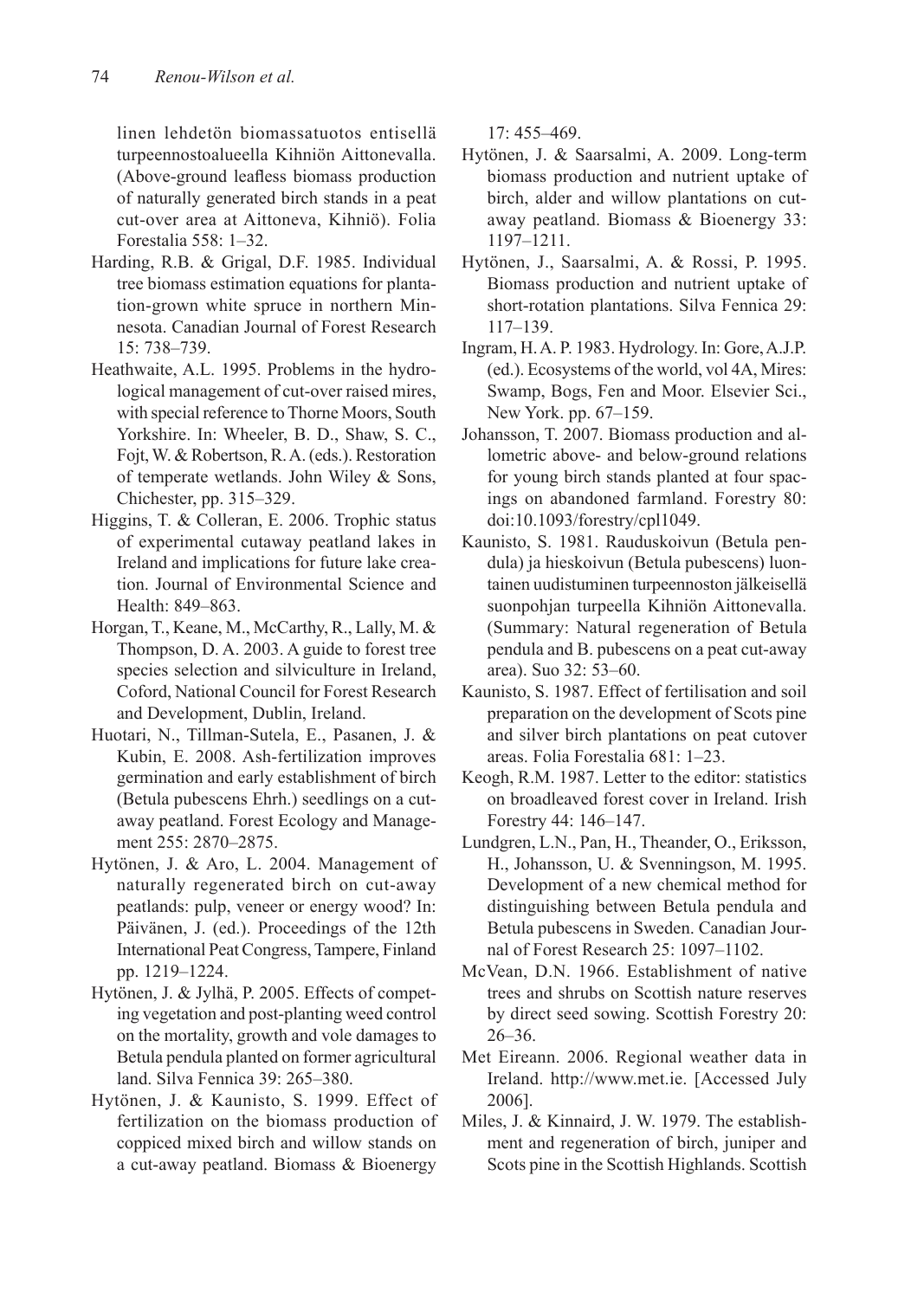linen lehdetön biomassatuotos entisellä turpeennostoalueella Kihniön Aittonevalla. (Above-ground leafless biomass production of naturally generated birch stands in a peat cut-over area at Aittoneva, Kihniö). Folia Forestalia 558: 1–32.

Harding, R.B. & Grigal, D.F. 1985. Individual tree biomass estimation equations for plantation-grown white spruce in northern Minnesota. Canadian Journal of Forest Research 15: 738–739.

Heathwaite, A.L. 1995. Problems in the hydrological management of cut-over raised mires, with special reference to Thorne Moors, South Yorkshire. In: Wheeler, B. D., Shaw, S. C., Fojt, W. & Robertson, R. A. (eds.). Restoration of temperate wetlands. John Wiley & Sons, Chichester, pp. 315–329.

Higgins, T. & Colleran, E. 2006. Trophic status of experimental cutaway peatland lakes in Ireland and implications for future lake creation. Journal of Environmental Science and Health: 849–863.

Horgan, T., Keane, M., McCarthy, R., Lally, M. & Thompson, D. A. 2003. A guide to forest tree species selection and silviculture in Ireland, Coford, National Council for Forest Research and Development, Dublin, Ireland.

Huotari, N., Tillman-Sutela, E., Pasanen, J. & Kubin, E. 2008. Ash-fertilization improves germination and early establishment of birch (Betula pubescens Ehrh.) seedlings on a cutaway peatland. Forest Ecology and Management 255: 2870–2875.

Hytönen, J. & Aro, L. 2004. Management of naturally regenerated birch on cut-away peatlands: pulp, veneer or energy wood? In: Päivänen, J. (ed.). Proceedings of the 12th International Peat Congress, Tampere, Finland pp. 1219–1224.

Hytönen, J. & Jylhä, P. 2005. Effects of competing vegetation and post-planting weed control on the mortality, growth and vole damages to Betula pendula planted on former agricultural land. Silva Fennica 39: 265–380.

Hytönen, J. & Kaunisto, S. 1999. Effect of fertilization on the biomass production of coppiced mixed birch and willow stands on a cut-away peatland. Biomass & Bioenergy 17: 455–469.

Hytönen, J. & Saarsalmi, A. 2009. Long-term biomass production and nutrient uptake of birch, alder and willow plantations on cut-away peatland. Biomass & Bioenergy 33: 1197–1211.

Hytönen, J., Saarsalmi, A. & Rossi, P. 1995. Biomass production and nutrient uptake of short-rotation plantations. Silva Fennica 29: 117–139.

Ingram, H. A. P. 1983. Hydrology. In: Gore, A.J.P. (ed.). Ecosystems of the world, vol 4A, Mires: Swamp, Bogs, Fen and Moor. Elsevier Sci., New York. pp. 67–159.

Johansson, T. 2007. Biomass production and allometric above- and below-ground relations for young birch stands planted at four spacings on abandoned farmland. Forestry 80: doi:10.1093/forestry/cpl1049.

Kaunisto, S. 1981. Rauduskoivun (Betula pendula) ja hieskoivun (Betula pubescens) luontainen uudistuminen turpeennoston jälkeisellä suonpohjan turpeella Kihniön Aittonevalla. (Summary: Natural regeneration of Betula pendula and B. pubescens on a peat cut-away area). Suo 32: 53–60.

Kaunisto, S. 1987. Effect of fertilisation and soil preparation on the development of Scots pine and silver birch plantations on peat cutover areas. Folia Forestalia 681: 1–23.

Keogh, R.M. 1987. Letter to the editor: statistics on broadleaved forest cover in Ireland. Irish Forestry 44: 146–147.

Lundgren, L.N., Pan, H., Theander, O., Eriksson, H., Johansson, U. & Svenningson, M. 1995. Development of a new chemical method for distinguishing between Betula pendula and Betula pubescens in Sweden. Canadian Journal of Forest Research 25: 1097–1102.

McVean, D.N. 1966. Establishment of native trees and shrubs on Scottish nature reserves by direct seed sowing. Scottish Forestry 20: 26–36.

Met Eireann. 2006. Regional weather data in Ireland. http://www.met.ie. [Accessed July 2006].

Miles, J. & Kinnaird, J. W. 1979. The establishment and regeneration of birch, juniper and Scots pine in the Scottish Highlands. Scottish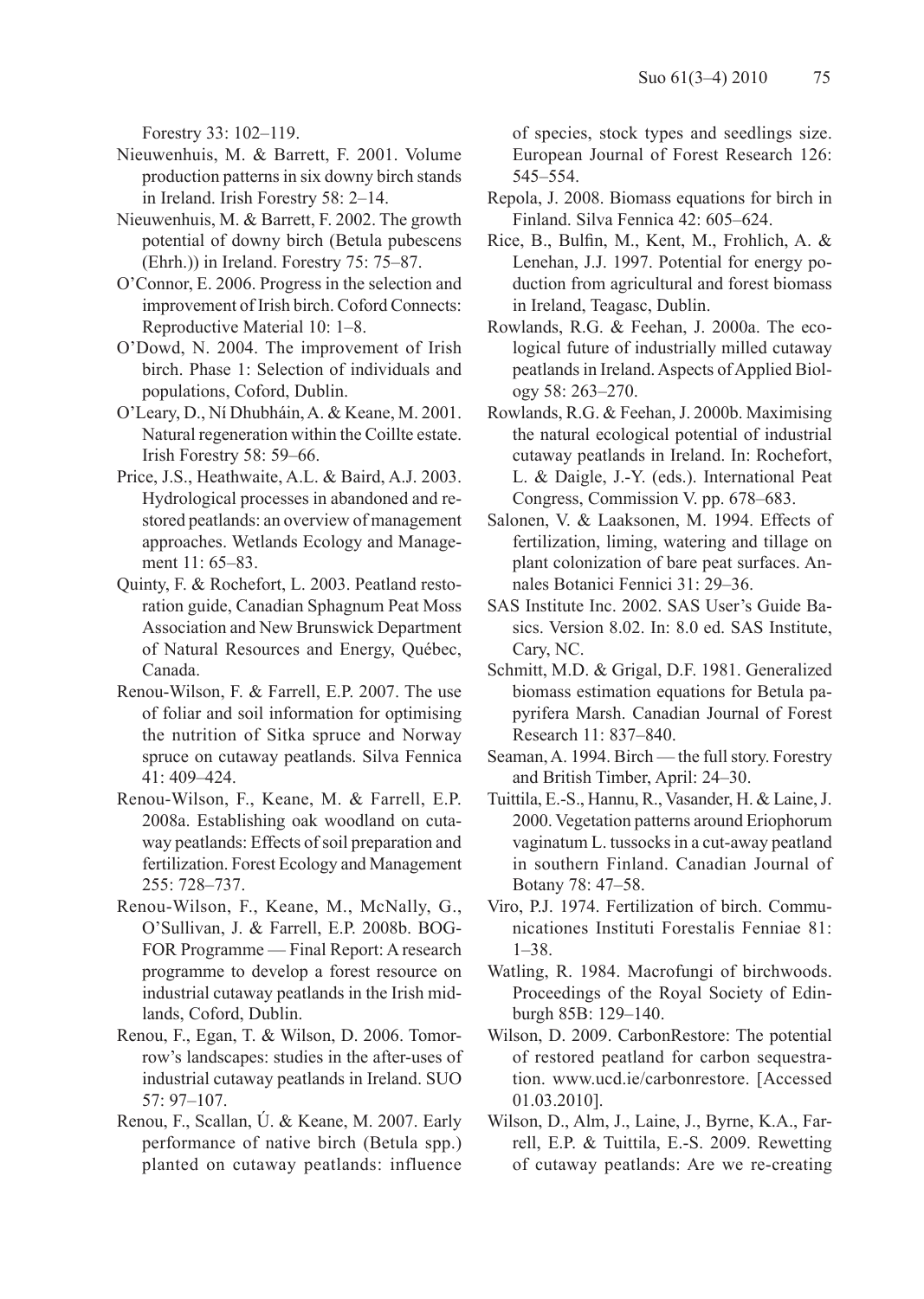Forestry 33: 102–119.

Nieuwenhuis, M. & Barrett, F. 2001. Volume production patterns in six downy birch stands in Ireland. Irish Forestry 58: 2–14.

Nieuwenhuis, M. & Barrett, F. 2002. The growth potential of downy birch (Betula pubescens (Ehrh.)) in Ireland. Forestry 75: 75–87.

O'Connor, E. 2006. Progress in the selection and improvement of Irish birch. Coford Connects: Reproductive Material 10: 1–8.

O'Dowd, N. 2004. The improvement of Irish birch. Phase 1: Selection of individuals and populations, Coford, Dublin.

O'Leary, D., Ní Dhubháin, A. & Keane, M. 2001. Natural regeneration within the Coillte estate. Irish Forestry 58: 59–66.

Price, J.S., Heathwaite, A.L. & Baird, A.J. 2003. Hydrological processes in abandoned and restored peatlands: an overview of management approaches. Wetlands Ecology and Management 11: 65–83.

Quinty, F. & Rochefort, L. 2003. Peatland restoration guide, Canadian Sphagnum Peat Moss Association and New Brunswick Department of Natural Resources and Energy, Québec, Canada.

Renou-Wilson, F. & Farrell, E.P. 2007. The use of foliar and soil information for optimising the nutrition of Sitka spruce and Norway spruce on cutaway peatlands. Silva Fennica 41: 409–424.

Renou-Wilson, F., Keane, M. & Farrell, E.P. 2008a. Establishing oak woodland on cutaway peatlands: Effects of soil preparation and fertilization. Forest Ecology and Management 255: 728–737.

Renou-Wilson, F., Keane, M., McNally, G., O'Sullivan, J. & Farrell, E.P. 2008b. BOGFOR Programme — Final Report: A research programme to develop a forest resource on industrial cutaway peatlands in the Irish midlands, Coford, Dublin.

Renou, F., Egan, T. & Wilson, D. 2006. Tomorrow's landscapes: studies in the after-uses of industrial cutaway peatlands in Ireland. SUO 57: 97–107.

Renou, F., Scallan, Ú. & Keane, M. 2007. Early performance of native birch (Betula spp.) planted on cutaway peatlands: influence of species, stock types and seedlings size. European Journal of Forest Research 126: 545–554.

Repola, J. 2008. Biomass equations for birch in Finland. Silva Fennica 42: 605–624.

Rice, B., Bulfin, M., Kent, M., Frohlich, A. & Lenehan, J.J. 1997. Potential for energy poduction from agricultural and forest biomass in Ireland, Teagasc, Dublin.

Rowlands, R.G. & Feehan, J. 2000a. The ecological future of industrially milled cutaway peatlands in Ireland. Aspects of Applied Biology 58: 263–270.

Rowlands, R.G. & Feehan, J. 2000b. Maximising the natural ecological potential of industrial cutaway peatlands in Ireland. In: Rochefort, L. & Daigle, J.-Y. (eds.). International Peat Congress, Commission V. pp. 678–683.

Salonen, V. & Laaksonen, M. 1994. Effects of fertilization, liming, watering and tillage on plant colonization of bare peat surfaces. Annales Botanici Fennici 31: 29–36.

SAS Institute Inc. 2002. SAS User's Guide Basics. Version 8.02. In: 8.0 ed. SAS Institute, Cary, NC.

Schmitt, M.D. & Grigal, D.F. 1981. Generalized biomass estimation equations for Betula papyrifera Marsh. Canadian Journal of Forest Research 11: 837–840.

Seaman, A. 1994. Birch — the full story. Forestry and British Timber, April: 24–30.

Tuittila, E.-S., Hannu, R., Vasander, H. & Laine, J. 2000. Vegetation patterns around Eriophorum vaginatum L. tussocks in a cut-away peatland in southern Finland. Canadian Journal of Botany 78: 47–58.

Viro, P.J. 1974. Fertilization of birch. Communicationes Instituti Forestalis Fenniae 81: 1–38.

Watling, R. 1984. Macrofungi of birchwoods. Proceedings of the Royal Society of Edinburgh 85B: 129–140.

Wilson, D. 2009. CarbonRestore: The potential of restored peatland for carbon sequestration. www.ucd.ie/carbonrestore. [Accessed 01.03.2010].

Wilson, D., Alm, J., Laine, J., Byrne, K.A., Farrell, E.P. & Tuittila, E.-S. 2009. Rewetting of cutaway peatlands: Are we re-creating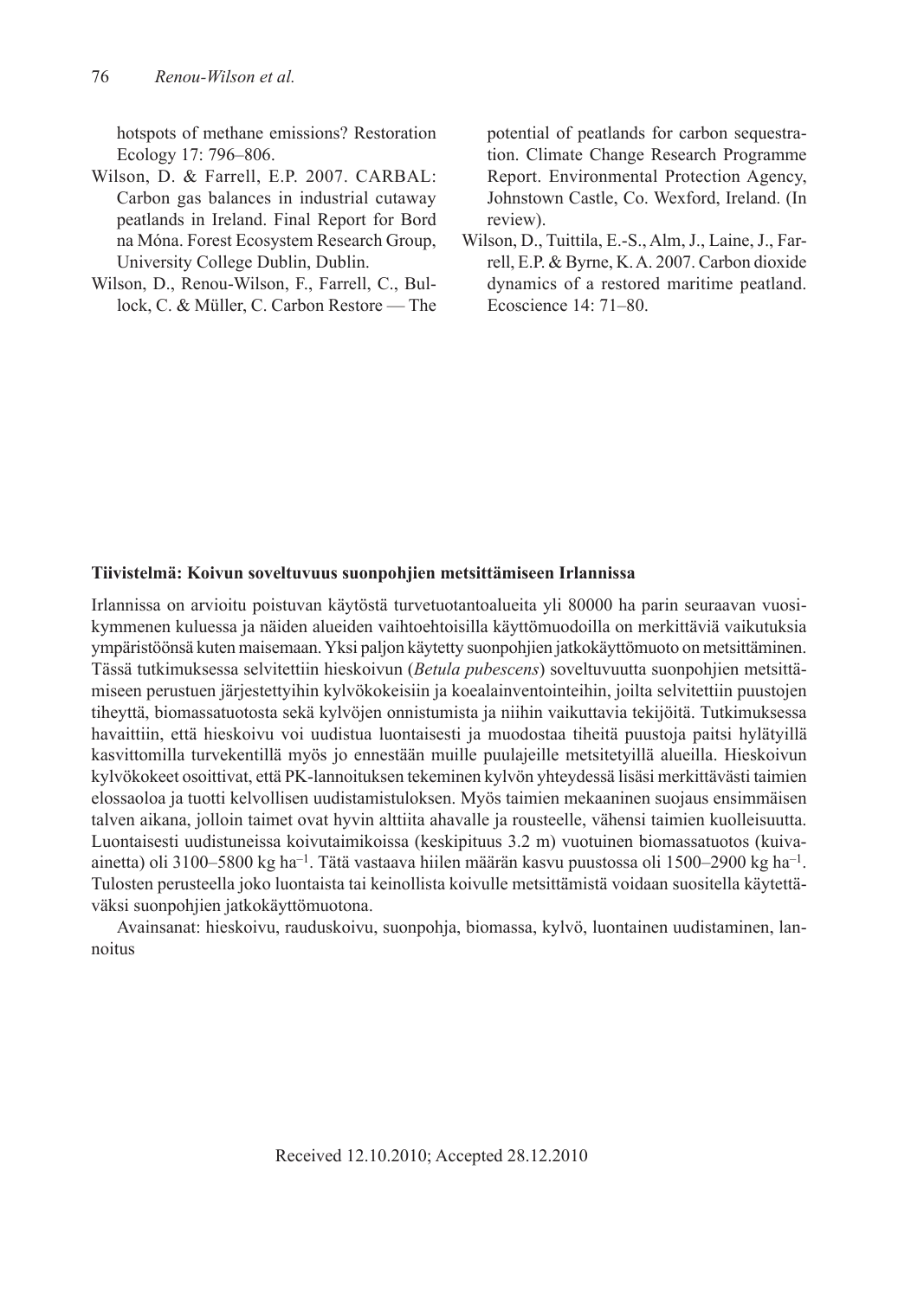hotspots of methane emissions? Restoration Ecology 17: 796–806.

Wilson, D. & Farrell, E.P. 2007. CARBAL: Carbon gas balances in industrial cutaway peatlands in Ireland. Final Report for Bord na Móna. Forest Ecosystem Research Group, University College Dublin, Dublin.

Wilson, D., Renou-Wilson, F., Farrell, C., Bullock, C. & Müller, C. Carbon Restore — The potential of peatlands for carbon sequestration. Climate Change Research Programme Report. Environmental Protection Agency, Johnstown Castle, Co. Wexford, Ireland. (In review).

Wilson, D., Tuittila, E.-S., Alm, J., Laine, J., Farrell, E.P. & Byrne, K.A. 2007. Carbon dioxide dynamics of a restored maritime peatland. Ecoscience 14: 71–80.

**Tiivistelmä: Koivun soveltuvuus suonpohjien metsittämiseen Irlannissa**

Irlannissa on arvioitu poistuvan käytöstä turvetuotantoalueita yli 80000 ha parin seuraavan vuosikymmenen kuluessa ja näiden alueiden vaihtoehtoisilla käyttömuodoilla on merkittäviä vaikutuksia ympäristöönsä kuten maisemaan. Yksi paljon käytetty suonpohjien jatkokäyttömuoto on metsittäminen. Tässä tutkimuksessa selvitettiin hieskoivun (*Betula pubescens*) soveltuvuutta suonpohjien metsittämiseen perustuen järjestettyihin kylvökokeisiin ja koealainventointeihin, joilta selvitettiin puustojen tiheyttä, biomassatuotosta sekä kylvöjen onnistumista ja niihin vaikuttavia tekijöitä. Tutkimuksessa havaittiin, että hieskoivu voi uudistua luontaisesti ja muodostaa tiheitä puustoja paitsi hylätyillä kasvittomilla turvekentillä myös jo ennestään muille puulajeille metsitetyillä alueilla. Hieskoivun kylvökokeet osoittivat, että PK-lannoituksen tekeminen kylvön yhteydessä lisäsi merkittävästi taimien elossaoloa ja tuotti kelvollisen uudistamistuloksen. Myös taimien mekaaninen suojaus ensimmäisen talven aikana, jolloin taimet ovat hyvin alttiita ahavalle ja rousteelle, vähensi taimien kuolleisuutta. Luontaisesti uudistuneissa koivutaimikoissa (keskipituus 3.2 m) vuotuinen biomassatuotos (kuiva-ainetta) oli 3100–5800 kg ha$^{-1}$. Tätä vastaava hiilen määrän kasvu puustossa oli 1500–2900 kg ha$^{-1}$. Tulosten perusteella joko luontaista tai keinollista koivulle metsittämistä voidaan suositella käytettäväksi suonpohjien jatkokäyttömuotona.

Avainsanat: hieskoivu, rauduskoivu, suonpohja, biomassa, kylvö, luontainen uudistaminen, lannoitus

Received 12.10.2010; Accepted 28.12.2010